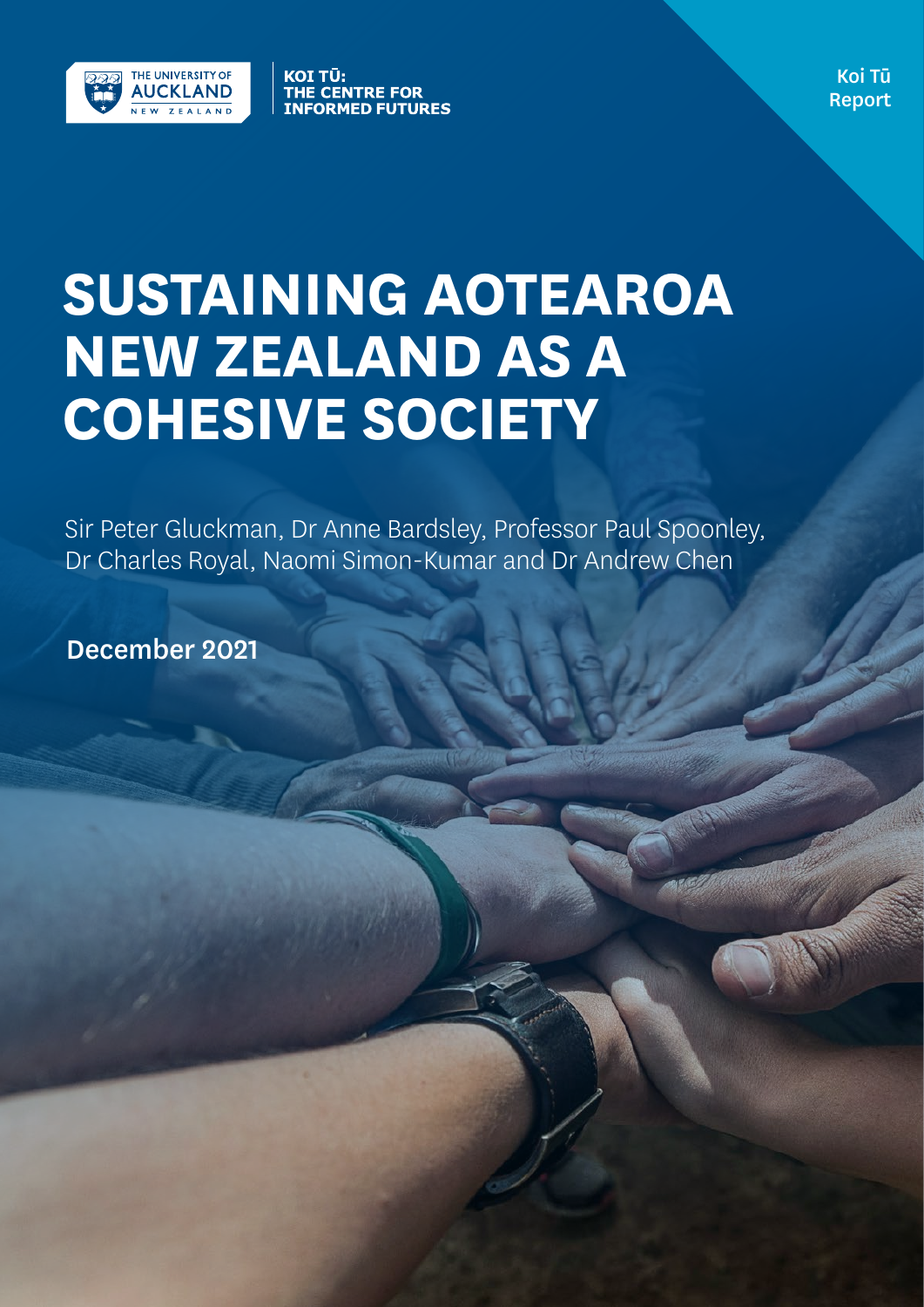THE UNIVERSITY OF AUCKLAND NEW ZEALAND

KOI TŪ: THE CENTRE FOR INFORMED FUTURES

Koi Tū Report

# SUSTAINING AOTEAROA NEW ZEALAND AS A COHESIVE SOCIETY

Sir Peter Gluckman, Dr Anne Bardsley, Professor Paul Spoonley, Dr Charles Royal, Naomi Simon-Kumar and Dr Andrew Chen

**December 2021**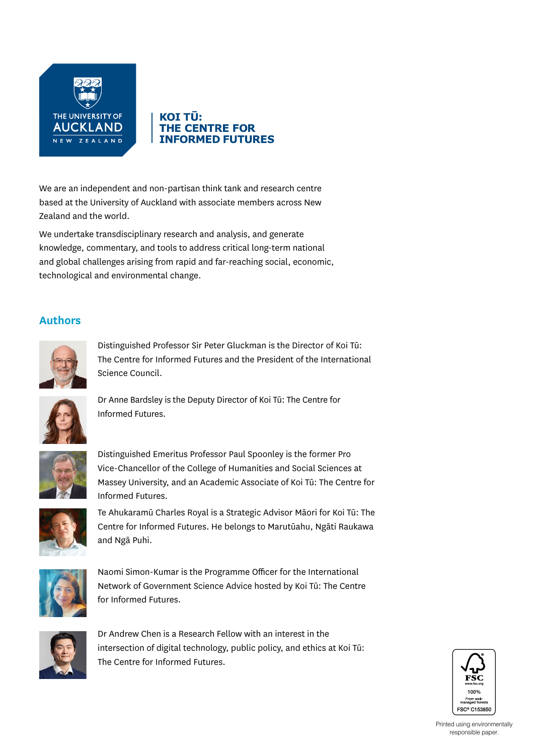THE UNIVERSITY OF AUCKLAND NEW ZEALAND

**KOI TŪ: THE CENTRE FOR INFORMED FUTURES**

We are an independent and non-partisan think tank and research centre based at the University of Auckland with associate members across New Zealand and the world.

We undertake transdisciplinary research and analysis, and generate knowledge, commentary, and tools to address critical long-term national and global challenges arising from rapid and far-reaching social, economic, technological and environmental change.

## Authors

Distinguished Professor Sir Peter Gluckman is the Director of Koi Tū: The Centre for Informed Futures and the President of the International Science Council.

Dr Anne Bardsley is the Deputy Director of Koi Tū: The Centre for Informed Futures.

Distinguished Emeritus Professor Paul Spoonley is the former Pro Vice-Chancellor of the College of Humanities and Social Sciences at Massey University, and an Academic Associate of Koi Tū: The Centre for Informed Futures.

Te Ahukaramū Charles Royal is a Strategic Advisor Māori for Koi Tū: The Centre for Informed Futures. He belongs to Marutūahu, Ngāti Raukawa and Ngā Puhi.

Naomi Simon-Kumar is the Programme Officer for the International Network of Government Science Advice hosted by Koi Tū: The Centre for Informed Futures.

Dr Andrew Chen is a Research Fellow with an interest in the intersection of digital technology, public policy, and ethics at Koi Tū: The Centre for Informed Futures.

FSC www.fsc.org 100% From well-managed forests FSC® C153850

Printed using environmentally responsible paper.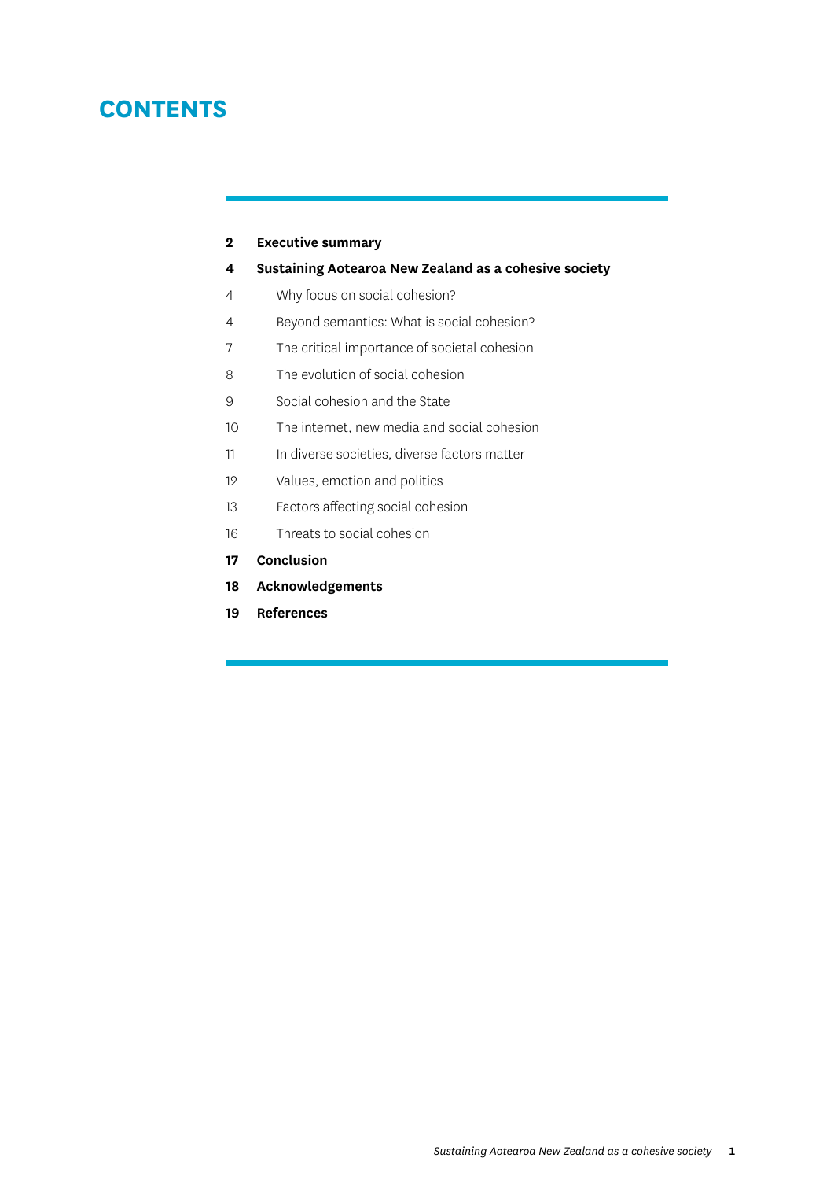# CONTENTS

**2 Executive summary**

**4 Sustaining Aotearoa New Zealand as a cohesive society**

- 4 Why focus on social cohesion?
- 4 Beyond semantics: What is social cohesion?
- 7 The critical importance of societal cohesion
- 8 The evolution of social cohesion
- 9 Social cohesion and the State
- 10 The internet, new media and social cohesion
- 11 In diverse societies, diverse factors matter
- 12 Values, emotion and politics
- 13 Factors affecting social cohesion
- 16 Threats to social cohesion

**17 Conclusion**

**18 Acknowledgements**

**19 References**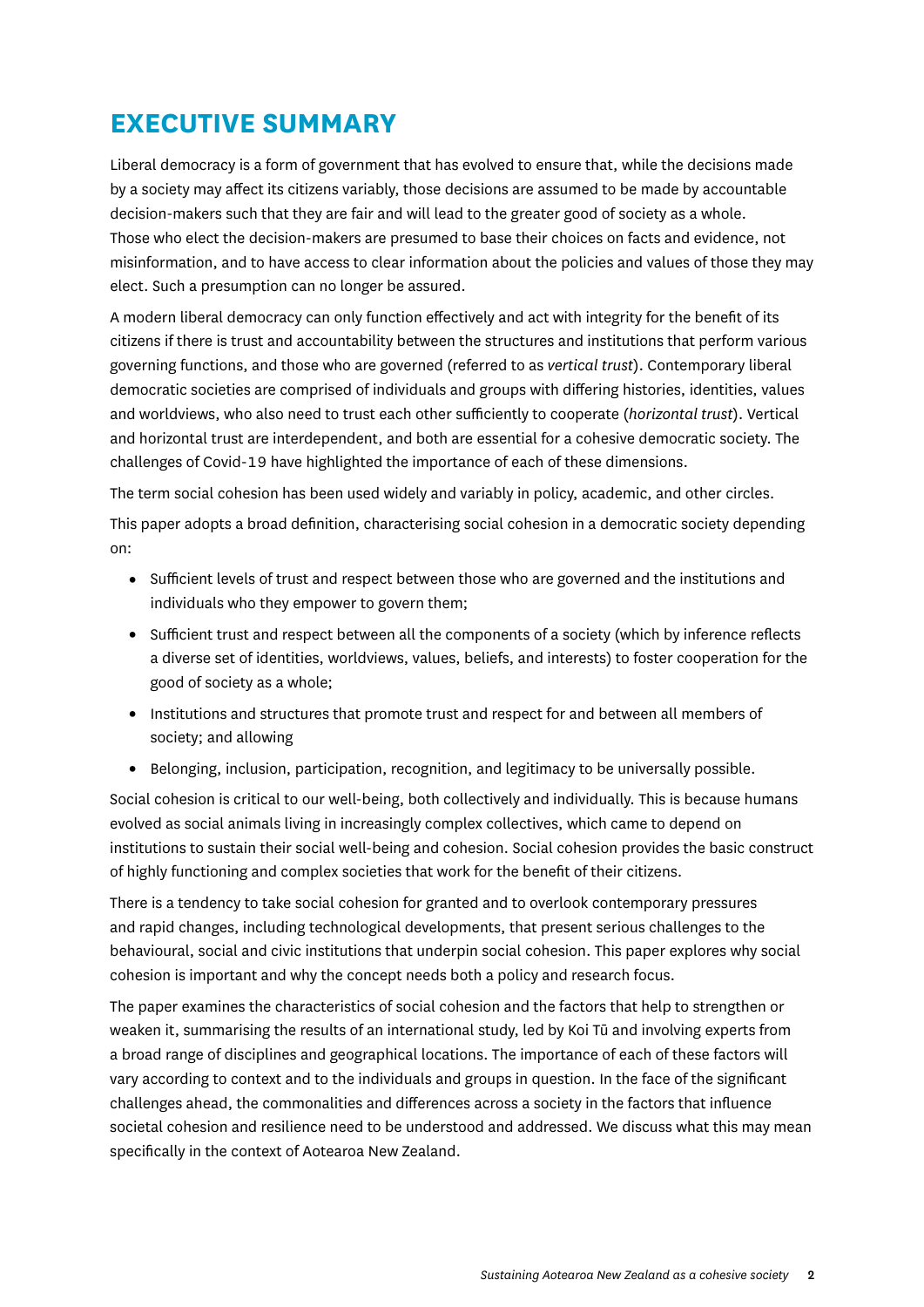# EXECUTIVE SUMMARY

Liberal democracy is a form of government that has evolved to ensure that, while the decisions made by a society may affect its citizens variably, those decisions are assumed to be made by accountable decision-makers such that they are fair and will lead to the greater good of society as a whole. Those who elect the decision-makers are presumed to base their choices on facts and evidence, not misinformation, and to have access to clear information about the policies and values of those they may elect. Such a presumption can no longer be assured.

A modern liberal democracy can only function effectively and act with integrity for the benefit of its citizens if there is trust and accountability between the structures and institutions that perform various governing functions, and those who are governed (referred to as *vertical trust*). Contemporary liberal democratic societies are comprised of individuals and groups with differing histories, identities, values and worldviews, who also need to trust each other sufficiently to cooperate (*horizontal trust*). Vertical and horizontal trust are interdependent, and both are essential for a cohesive democratic society. The challenges of Covid-19 have highlighted the importance of each of these dimensions.

The term social cohesion has been used widely and variably in policy, academic, and other circles.

This paper adopts a broad definition, characterising social cohesion in a democratic society depending on:

- Sufficient levels of trust and respect between those who are governed and the institutions and individuals who they empower to govern them;
- Sufficient trust and respect between all the components of a society (which by inference reflects a diverse set of identities, worldviews, values, beliefs, and interests) to foster cooperation for the good of society as a whole;
- Institutions and structures that promote trust and respect for and between all members of society; and allowing
- Belonging, inclusion, participation, recognition, and legitimacy to be universally possible.

Social cohesion is critical to our well-being, both collectively and individually. This is because humans evolved as social animals living in increasingly complex collectives, which came to depend on institutions to sustain their social well-being and cohesion. Social cohesion provides the basic construct of highly functioning and complex societies that work for the benefit of their citizens.

There is a tendency to take social cohesion for granted and to overlook contemporary pressures and rapid changes, including technological developments, that present serious challenges to the behavioural, social and civic institutions that underpin social cohesion. This paper explores why social cohesion is important and why the concept needs both a policy and research focus.

The paper examines the characteristics of social cohesion and the factors that help to strengthen or weaken it, summarising the results of an international study, led by Koi Tū and involving experts from a broad range of disciplines and geographical locations. The importance of each of these factors will vary according to context and to the individuals and groups in question. In the face of the significant challenges ahead, the commonalities and differences across a society in the factors that influence societal cohesion and resilience need to be understood and addressed. We discuss what this may mean specifically in the context of Aotearoa New Zealand.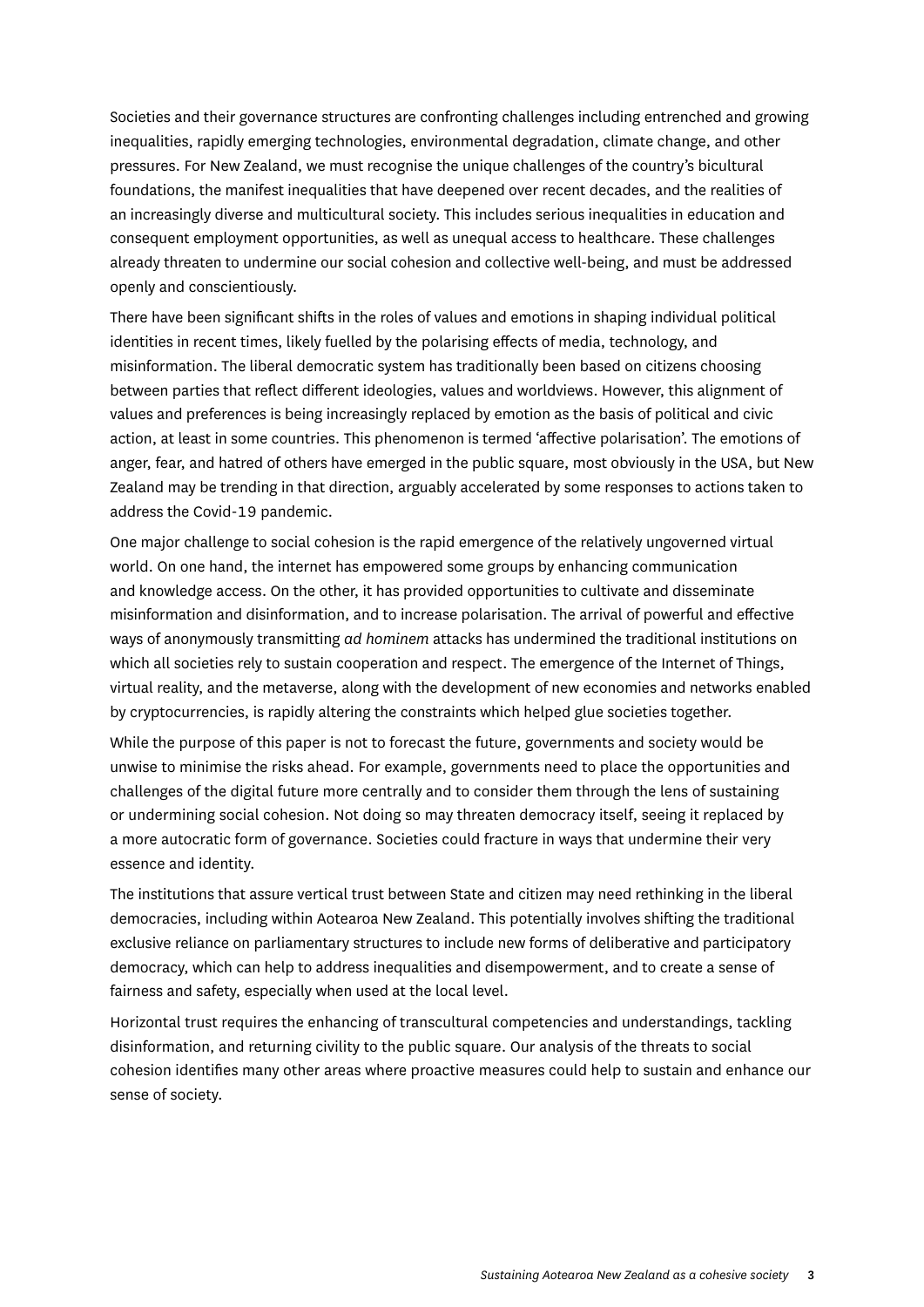Societies and their governance structures are confronting challenges including entrenched and growing inequalities, rapidly emerging technologies, environmental degradation, climate change, and other pressures. For New Zealand, we must recognise the unique challenges of the country's bicultural foundations, the manifest inequalities that have deepened over recent decades, and the realities of an increasingly diverse and multicultural society. This includes serious inequalities in education and consequent employment opportunities, as well as unequal access to healthcare. These challenges already threaten to undermine our social cohesion and collective well-being, and must be addressed openly and conscientiously.

There have been significant shifts in the roles of values and emotions in shaping individual political identities in recent times, likely fuelled by the polarising effects of media, technology, and misinformation. The liberal democratic system has traditionally been based on citizens choosing between parties that reflect different ideologies, values and worldviews. However, this alignment of values and preferences is being increasingly replaced by emotion as the basis of political and civic action, at least in some countries. This phenomenon is termed 'affective polarisation'. The emotions of anger, fear, and hatred of others have emerged in the public square, most obviously in the USA, but New Zealand may be trending in that direction, arguably accelerated by some responses to actions taken to address the Covid-19 pandemic.

One major challenge to social cohesion is the rapid emergence of the relatively ungoverned virtual world. On one hand, the internet has empowered some groups by enhancing communication and knowledge access. On the other, it has provided opportunities to cultivate and disseminate misinformation and disinformation, and to increase polarisation. The arrival of powerful and effective ways of anonymously transmitting *ad hominem* attacks has undermined the traditional institutions on which all societies rely to sustain cooperation and respect. The emergence of the Internet of Things, virtual reality, and the metaverse, along with the development of new economies and networks enabled by cryptocurrencies, is rapidly altering the constraints which helped glue societies together.

While the purpose of this paper is not to forecast the future, governments and society would be unwise to minimise the risks ahead. For example, governments need to place the opportunities and challenges of the digital future more centrally and to consider them through the lens of sustaining or undermining social cohesion. Not doing so may threaten democracy itself, seeing it replaced by a more autocratic form of governance. Societies could fracture in ways that undermine their very essence and identity.

The institutions that assure vertical trust between State and citizen may need rethinking in the liberal democracies, including within Aotearoa New Zealand. This potentially involves shifting the traditional exclusive reliance on parliamentary structures to include new forms of deliberative and participatory democracy, which can help to address inequalities and disempowerment, and to create a sense of fairness and safety, especially when used at the local level.

Horizontal trust requires the enhancing of transcultural competencies and understandings, tackling disinformation, and returning civility to the public square. Our analysis of the threats to social cohesion identifies many other areas where proactive measures could help to sustain and enhance our sense of society.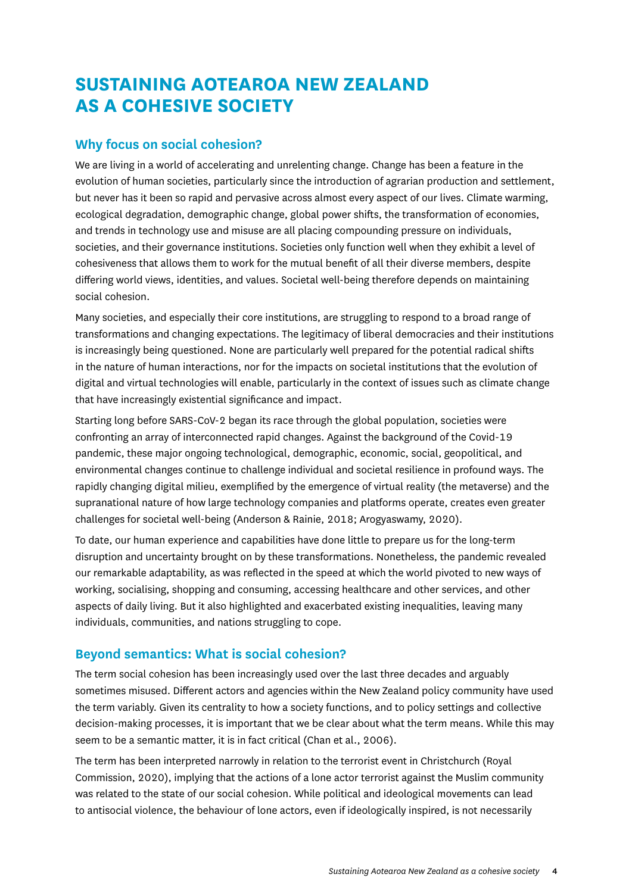# SUSTAINING AOTEAROA NEW ZEALAND AS A COHESIVE SOCIETY

## Why focus on social cohesion?

We are living in a world of accelerating and unrelenting change. Change has been a feature in the evolution of human societies, particularly since the introduction of agrarian production and settlement, but never has it been so rapid and pervasive across almost every aspect of our lives. Climate warming, ecological degradation, demographic change, global power shifts, the transformation of economies, and trends in technology use and misuse are all placing compounding pressure on individuals, societies, and their governance institutions. Societies only function well when they exhibit a level of cohesiveness that allows them to work for the mutual benefit of all their diverse members, despite differing world views, identities, and values. Societal well-being therefore depends on maintaining social cohesion.

Many societies, and especially their core institutions, are struggling to respond to a broad range of transformations and changing expectations. The legitimacy of liberal democracies and their institutions is increasingly being questioned. None are particularly well prepared for the potential radical shifts in the nature of human interactions, nor for the impacts on societal institutions that the evolution of digital and virtual technologies will enable, particularly in the context of issues such as climate change that have increasingly existential significance and impact.

Starting long before SARS-CoV-2 began its race through the global population, societies were confronting an array of interconnected rapid changes. Against the background of the Covid-19 pandemic, these major ongoing technological, demographic, economic, social, geopolitical, and environmental changes continue to challenge individual and societal resilience in profound ways. The rapidly changing digital milieu, exemplified by the emergence of virtual reality (the metaverse) and the supranational nature of how large technology companies and platforms operate, creates even greater challenges for societal well-being (Anderson & Rainie, 2018; Arogyaswamy, 2020).

To date, our human experience and capabilities have done little to prepare us for the long-term disruption and uncertainty brought on by these transformations. Nonetheless, the pandemic revealed our remarkable adaptability, as was reflected in the speed at which the world pivoted to new ways of working, socialising, shopping and consuming, accessing healthcare and other services, and other aspects of daily living. But it also highlighted and exacerbated existing inequalities, leaving many individuals, communities, and nations struggling to cope.

## Beyond semantics: What is social cohesion?

The term social cohesion has been increasingly used over the last three decades and arguably sometimes misused. Different actors and agencies within the New Zealand policy community have used the term variably. Given its centrality to how a society functions, and to policy settings and collective decision-making processes, it is important that we be clear about what the term means. While this may seem to be a semantic matter, it is in fact critical (Chan et al., 2006).

The term has been interpreted narrowly in relation to the terrorist event in Christchurch (Royal Commission, 2020), implying that the actions of a lone actor terrorist against the Muslim community was related to the state of our social cohesion. While political and ideological movements can lead to antisocial violence, the behaviour of lone actors, even if ideologically inspired, is not necessarily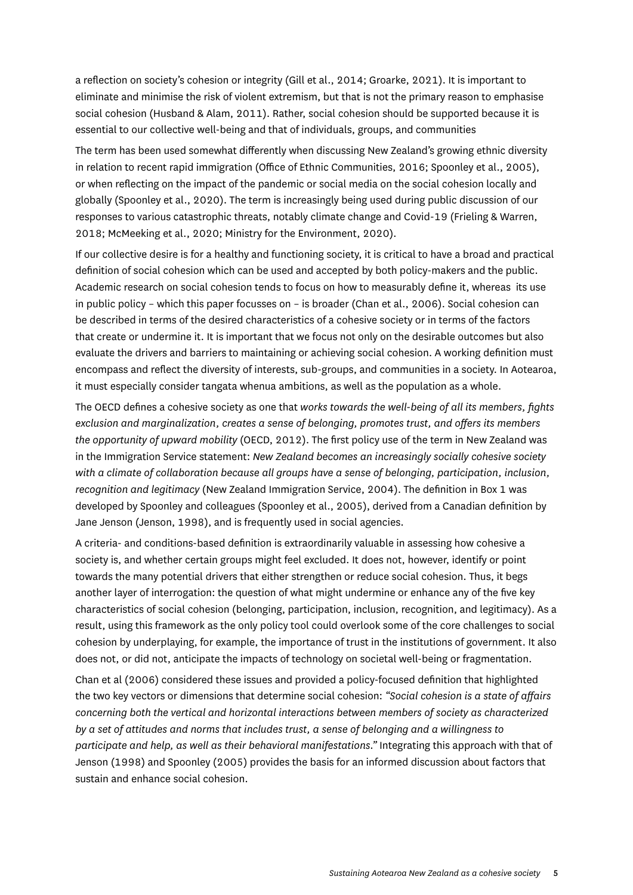a reflection on society's cohesion or integrity (Gill et al., 2014; Groarke, 2021). It is important to eliminate and minimise the risk of violent extremism, but that is not the primary reason to emphasise social cohesion (Husband & Alam, 2011). Rather, social cohesion should be supported because it is essential to our collective well-being and that of individuals, groups, and communities

The term has been used somewhat differently when discussing New Zealand's growing ethnic diversity in relation to recent rapid immigration (Office of Ethnic Communities, 2016; Spoonley et al., 2005), or when reflecting on the impact of the pandemic or social media on the social cohesion locally and globally (Spoonley et al., 2020). The term is increasingly being used during public discussion of our responses to various catastrophic threats, notably climate change and Covid-19 (Frieling & Warren, 2018; McMeeking et al., 2020; Ministry for the Environment, 2020).

If our collective desire is for a healthy and functioning society, it is critical to have a broad and practical definition of social cohesion which can be used and accepted by both policy-makers and the public. Academic research on social cohesion tends to focus on how to measurably define it, whereas its use in public policy – which this paper focusses on – is broader (Chan et al., 2006). Social cohesion can be described in terms of the desired characteristics of a cohesive society or in terms of the factors that create or undermine it. It is important that we focus not only on the desirable outcomes but also evaluate the drivers and barriers to maintaining or achieving social cohesion. A working definition must encompass and reflect the diversity of interests, sub-groups, and communities in a society. In Aotearoa, it must especially consider tangata whenua ambitions, as well as the population as a whole.

The OECD defines a cohesive society as one that *works towards the well-being of all its members, fights exclusion and marginalization, creates a sense of belonging, promotes trust, and offers its members the opportunity of upward mobility* (OECD, 2012). The first policy use of the term in New Zealand was in the Immigration Service statement: *New Zealand becomes an increasingly socially cohesive society with a climate of collaboration because all groups have a sense of belonging, participation, inclusion, recognition and legitimacy* (New Zealand Immigration Service, 2004). The definition in Box 1 was developed by Spoonley and colleagues (Spoonley et al., 2005), derived from a Canadian definition by Jane Jenson (Jenson, 1998), and is frequently used in social agencies.

A criteria- and conditions-based definition is extraordinarily valuable in assessing how cohesive a society is, and whether certain groups might feel excluded. It does not, however, identify or point towards the many potential drivers that either strengthen or reduce social cohesion. Thus, it begs another layer of interrogation: the question of what might undermine or enhance any of the five key characteristics of social cohesion (belonging, participation, inclusion, recognition, and legitimacy). As a result, using this framework as the only policy tool could overlook some of the core challenges to social cohesion by underplaying, for example, the importance of trust in the institutions of government. It also does not, or did not, anticipate the impacts of technology on societal well-being or fragmentation.

Chan et al (2006) considered these issues and provided a policy-focused definition that highlighted the two key vectors or dimensions that determine social cohesion: *"Social cohesion is a state of affairs concerning both the vertical and horizontal interactions between members of society as characterized by a set of attitudes and norms that includes trust, a sense of belonging and a willingness to participate and help, as well as their behavioral manifestations."* Integrating this approach with that of Jenson (1998) and Spoonley (2005) provides the basis for an informed discussion about factors that sustain and enhance social cohesion.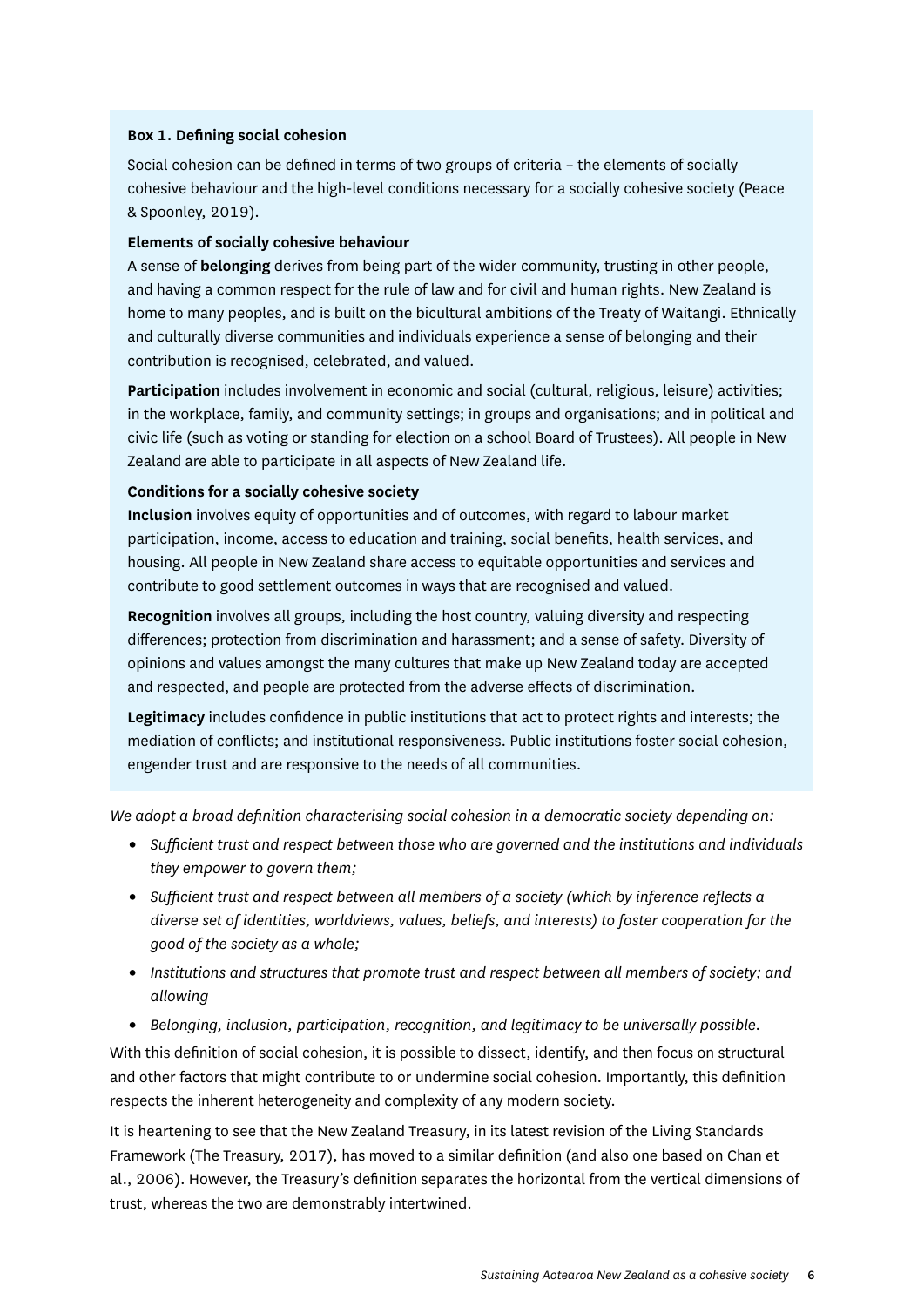**Box 1. Defining social cohesion**

Social cohesion can be defined in terms of two groups of criteria – the elements of socially cohesive behaviour and the high-level conditions necessary for a socially cohesive society (Peace & Spoonley, 2019).

**Elements of socially cohesive behaviour**

A sense of **belonging** derives from being part of the wider community, trusting in other people, and having a common respect for the rule of law and for civil and human rights. New Zealand is home to many peoples, and is built on the bicultural ambitions of the Treaty of Waitangi. Ethnically and culturally diverse communities and individuals experience a sense of belonging and their contribution is recognised, celebrated, and valued.

**Participation** includes involvement in economic and social (cultural, religious, leisure) activities; in the workplace, family, and community settings; in groups and organisations; and in political and civic life (such as voting or standing for election on a school Board of Trustees). All people in New Zealand are able to participate in all aspects of New Zealand life.

**Conditions for a socially cohesive society**

**Inclusion** involves equity of opportunities and of outcomes, with regard to labour market participation, income, access to education and training, social benefits, health services, and housing. All people in New Zealand share access to equitable opportunities and services and contribute to good settlement outcomes in ways that are recognised and valued.

**Recognition** involves all groups, including the host country, valuing diversity and respecting differences; protection from discrimination and harassment; and a sense of safety. Diversity of opinions and values amongst the many cultures that make up New Zealand today are accepted and respected, and people are protected from the adverse effects of discrimination.

**Legitimacy** includes confidence in public institutions that act to protect rights and interests; the mediation of conflicts; and institutional responsiveness. Public institutions foster social cohesion, engender trust and are responsive to the needs of all communities.

*We adopt a broad definition characterising social cohesion in a democratic society depending on:*

- *Sufficient trust and respect between those who are governed and the institutions and individuals they empower to govern them;*
- *Sufficient trust and respect between all members of a society (which by inference reflects a diverse set of identities, worldviews, values, beliefs, and interests) to foster cooperation for the good of the society as a whole;*
- *Institutions and structures that promote trust and respect between all members of society; and allowing*
- *Belonging, inclusion, participation, recognition, and legitimacy to be universally possible.*

With this definition of social cohesion, it is possible to dissect, identify, and then focus on structural and other factors that might contribute to or undermine social cohesion. Importantly, this definition respects the inherent heterogeneity and complexity of any modern society.

It is heartening to see that the New Zealand Treasury, in its latest revision of the Living Standards Framework (The Treasury, 2017), has moved to a similar definition (and also one based on Chan et al., 2006). However, the Treasury's definition separates the horizontal from the vertical dimensions of trust, whereas the two are demonstrably intertwined.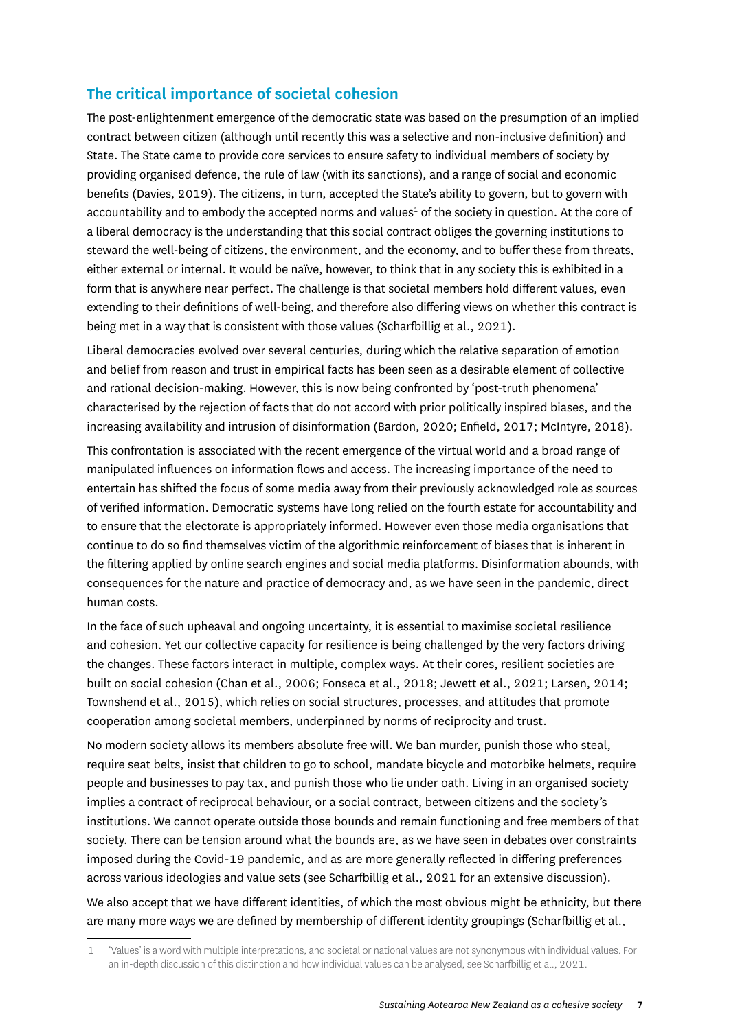## The critical importance of societal cohesion

The post-enlightenment emergence of the democratic state was based on the presumption of an implied contract between citizen (although until recently this was a selective and non-inclusive definition) and State. The State came to provide core services to ensure safety to individual members of society by providing organised defence, the rule of law (with its sanctions), and a range of social and economic benefits (Davies, 2019). The citizens, in turn, accepted the State's ability to govern, but to govern with accountability and to embody the accepted norms and values[1] of the society in question. At the core of a liberal democracy is the understanding that this social contract obliges the governing institutions to steward the well-being of citizens, the environment, and the economy, and to buffer these from threats, either external or internal. It would be naïve, however, to think that in any society this is exhibited in a form that is anywhere near perfect. The challenge is that societal members hold different values, even extending to their definitions of well-being, and therefore also differing views on whether this contract is being met in a way that is consistent with those values (Scharfbillig et al., 2021).

Liberal democracies evolved over several centuries, during which the relative separation of emotion and belief from reason and trust in empirical facts has been seen as a desirable element of collective and rational decision-making. However, this is now being confronted by 'post-truth phenomena' characterised by the rejection of facts that do not accord with prior politically inspired biases, and the increasing availability and intrusion of disinformation (Bardon, 2020; Enfield, 2017; McIntyre, 2018).

This confrontation is associated with the recent emergence of the virtual world and a broad range of manipulated influences on information flows and access. The increasing importance of the need to entertain has shifted the focus of some media away from their previously acknowledged role as sources of verified information. Democratic systems have long relied on the fourth estate for accountability and to ensure that the electorate is appropriately informed. However even those media organisations that continue to do so find themselves victim of the algorithmic reinforcement of biases that is inherent in the filtering applied by online search engines and social media platforms. Disinformation abounds, with consequences for the nature and practice of democracy and, as we have seen in the pandemic, direct human costs.

In the face of such upheaval and ongoing uncertainty, it is essential to maximise societal resilience and cohesion. Yet our collective capacity for resilience is being challenged by the very factors driving the changes. These factors interact in multiple, complex ways. At their cores, resilient societies are built on social cohesion (Chan et al., 2006; Fonseca et al., 2018; Jewett et al., 2021; Larsen, 2014; Townshend et al., 2015), which relies on social structures, processes, and attitudes that promote cooperation among societal members, underpinned by norms of reciprocity and trust.

No modern society allows its members absolute free will. We ban murder, punish those who steal, require seat belts, insist that children to go to school, mandate bicycle and motorbike helmets, require people and businesses to pay tax, and punish those who lie under oath. Living in an organised society implies a contract of reciprocal behaviour, or a social contract, between citizens and the society's institutions. We cannot operate outside those bounds and remain functioning and free members of that society. There can be tension around what the bounds are, as we have seen in debates over constraints imposed during the Covid-19 pandemic, and as are more generally reflected in differing preferences across various ideologies and value sets (see Scharfbillig et al., 2021 for an extensive discussion).

We also accept that we have different identities, of which the most obvious might be ethnicity, but there are many more ways we are defined by membership of different identity groupings (Scharfbillig et al.,

---

1 'Values' is a word with multiple interpretations, and societal or national values are not synonymous with individual values. For an in-depth discussion of this distinction and how individual values can be analysed, see Scharfbillig et al., 2021.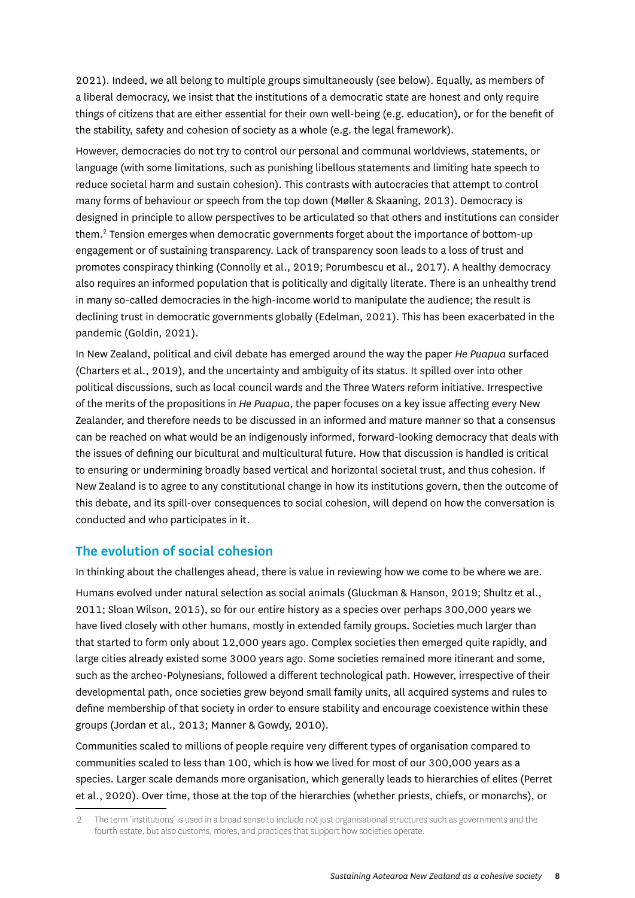2021). Indeed, we all belong to multiple groups simultaneously (see below). Equally, as members of a liberal democracy, we insist that the institutions of a democratic state are honest and only require things of citizens that are either essential for their own well-being (e.g. education), or for the benefit of the stability, safety and cohesion of society as a whole (e.g. the legal framework).

However, democracies do not try to control our personal and communal worldviews, statements, or language (with some limitations, such as punishing libellous statements and limiting hate speech to reduce societal harm and sustain cohesion). This contrasts with autocracies that attempt to control many forms of behaviour or speech from the top down (Møller & Skaaning, 2013). Democracy is designed in principle to allow perspectives to be articulated so that others and institutions can consider them.[2] Tension emerges when democratic governments forget about the importance of bottom-up engagement or of sustaining transparency. Lack of transparency soon leads to a loss of trust and promotes conspiracy thinking (Connolly et al., 2019; Porumbescu et al., 2017). A healthy democracy also requires an informed population that is politically and digitally literate. There is an unhealthy trend in many so-called democracies in the high-income world to manipulate the audience; the result is declining trust in democratic governments globally (Edelman, 2021). This has been exacerbated in the pandemic (Goldin, 2021).

In New Zealand, political and civil debate has emerged around the way the paper *He Puapua* surfaced (Charters et al., 2019), and the uncertainty and ambiguity of its status. It spilled over into other political discussions, such as local council wards and the Three Waters reform initiative. Irrespective of the merits of the propositions in *He Puapua*, the paper focuses on a key issue affecting every New Zealander, and therefore needs to be discussed in an informed and mature manner so that a consensus can be reached on what would be an indigenously informed, forward-looking democracy that deals with the issues of defining our bicultural and multicultural future. How that discussion is handled is critical to ensuring or undermining broadly based vertical and horizontal societal trust, and thus cohesion. If New Zealand is to agree to any constitutional change in how its institutions govern, then the outcome of this debate, and its spill-over consequences to social cohesion, will depend on how the conversation is conducted and who participates in it.

## The evolution of social cohesion

In thinking about the challenges ahead, there is value in reviewing how we come to be where we are.

Humans evolved under natural selection as social animals (Gluckman & Hanson, 2019; Shultz et al., 2011; Sloan Wilson, 2015), so for our entire history as a species over perhaps 300,000 years we have lived closely with other humans, mostly in extended family groups. Societies much larger than that started to form only about 12,000 years ago. Complex societies then emerged quite rapidly, and large cities already existed some 3000 years ago. Some societies remained more itinerant and some, such as the archeo-Polynesians, followed a different technological path. However, irrespective of their developmental path, once societies grew beyond small family units, all acquired systems and rules to define membership of that society in order to ensure stability and encourage coexistence within these groups (Jordan et al., 2013; Manner & Gowdy, 2010).

Communities scaled to millions of people require very different types of organisation compared to communities scaled to less than 100, which is how we lived for most of our 300,000 years as a species. Larger scale demands more organisation, which generally leads to hierarchies of elites (Perret et al., 2020). Over time, those at the top of the hierarchies (whether priests, chiefs, or monarchs), or

---

[2] The term 'institutions' is used in a broad sense to include not just organisational structures such as governments and the fourth estate, but also customs, mores, and practices that support how societies operate.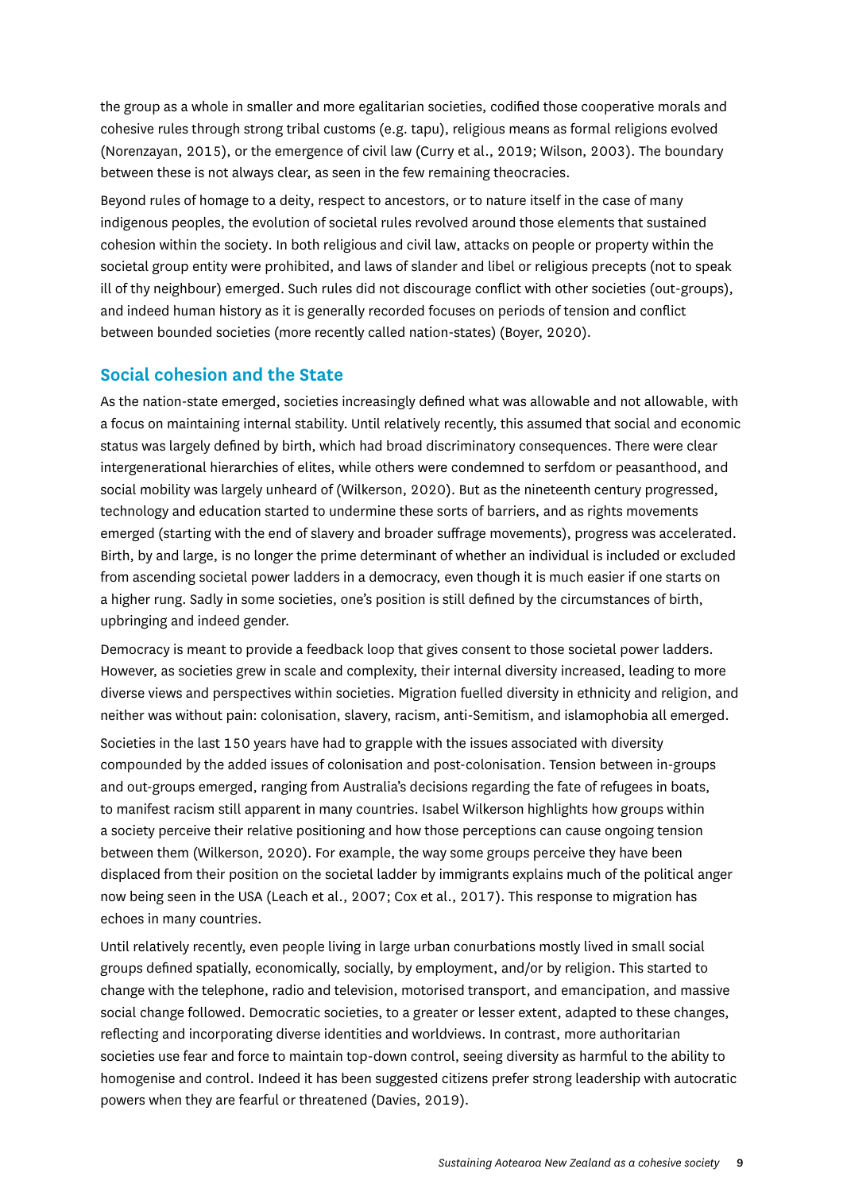the group as a whole in smaller and more egalitarian societies, codified those cooperative morals and cohesive rules through strong tribal customs (e.g. tapu), religious means as formal religions evolved (Norenzayan, 2015), or the emergence of civil law (Curry et al., 2019; Wilson, 2003). The boundary between these is not always clear, as seen in the few remaining theocracies.

Beyond rules of homage to a deity, respect to ancestors, or to nature itself in the case of many indigenous peoples, the evolution of societal rules revolved around those elements that sustained cohesion within the society. In both religious and civil law, attacks on people or property within the societal group entity were prohibited, and laws of slander and libel or religious precepts (not to speak ill of thy neighbour) emerged. Such rules did not discourage conflict with other societies (out-groups), and indeed human history as it is generally recorded focuses on periods of tension and conflict between bounded societies (more recently called nation-states) (Boyer, 2020).

## Social cohesion and the State

As the nation-state emerged, societies increasingly defined what was allowable and not allowable, with a focus on maintaining internal stability. Until relatively recently, this assumed that social and economic status was largely defined by birth, which had broad discriminatory consequences. There were clear intergenerational hierarchies of elites, while others were condemned to serfdom or peasanthood, and social mobility was largely unheard of (Wilkerson, 2020). But as the nineteenth century progressed, technology and education started to undermine these sorts of barriers, and as rights movements emerged (starting with the end of slavery and broader suffrage movements), progress was accelerated. Birth, by and large, is no longer the prime determinant of whether an individual is included or excluded from ascending societal power ladders in a democracy, even though it is much easier if one starts on a higher rung. Sadly in some societies, one's position is still defined by the circumstances of birth, upbringing and indeed gender.

Democracy is meant to provide a feedback loop that gives consent to those societal power ladders. However, as societies grew in scale and complexity, their internal diversity increased, leading to more diverse views and perspectives within societies. Migration fuelled diversity in ethnicity and religion, and neither was without pain: colonisation, slavery, racism, anti-Semitism, and islamophobia all emerged.

Societies in the last 150 years have had to grapple with the issues associated with diversity compounded by the added issues of colonisation and post-colonisation. Tension between in-groups and out-groups emerged, ranging from Australia's decisions regarding the fate of refugees in boats, to manifest racism still apparent in many countries. Isabel Wilkerson highlights how groups within a society perceive their relative positioning and how those perceptions can cause ongoing tension between them (Wilkerson, 2020). For example, the way some groups perceive they have been displaced from their position on the societal ladder by immigrants explains much of the political anger now being seen in the USA (Leach et al., 2007; Cox et al., 2017). This response to migration has echoes in many countries.

Until relatively recently, even people living in large urban conurbations mostly lived in small social groups defined spatially, economically, socially, by employment, and/or by religion. This started to change with the telephone, radio and television, motorised transport, and emancipation, and massive social change followed. Democratic societies, to a greater or lesser extent, adapted to these changes, reflecting and incorporating diverse identities and worldviews. In contrast, more authoritarian societies use fear and force to maintain top-down control, seeing diversity as harmful to the ability to homogenise and control. Indeed it has been suggested citizens prefer strong leadership with autocratic powers when they are fearful or threatened (Davies, 2019).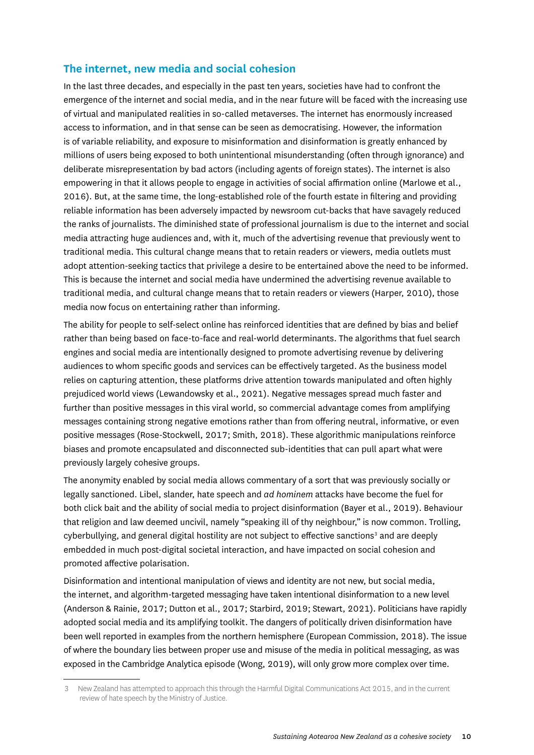## The internet, new media and social cohesion

In the last three decades, and especially in the past ten years, societies have had to confront the emergence of the internet and social media, and in the near future will be faced with the increasing use of virtual and manipulated realities in so-called metaverses. The internet has enormously increased access to information, and in that sense can be seen as democratising. However, the information is of variable reliability, and exposure to misinformation and disinformation is greatly enhanced by millions of users being exposed to both unintentional misunderstanding (often through ignorance) and deliberate misrepresentation by bad actors (including agents of foreign states). The internet is also empowering in that it allows people to engage in activities of social affirmation online (Marlowe et al., 2016). But, at the same time, the long-established role of the fourth estate in filtering and providing reliable information has been adversely impacted by newsroom cut-backs that have savagely reduced the ranks of journalists. The diminished state of professional journalism is due to the internet and social media attracting huge audiences and, with it, much of the advertising revenue that previously went to traditional media. This cultural change means that to retain readers or viewers, media outlets must adopt attention-seeking tactics that privilege a desire to be entertained above the need to be informed. This is because the internet and social media have undermined the advertising revenue available to traditional media, and cultural change means that to retain readers or viewers (Harper, 2010), those media now focus on entertaining rather than informing.

The ability for people to self-select online has reinforced identities that are defined by bias and belief rather than being based on face-to-face and real-world determinants. The algorithms that fuel search engines and social media are intentionally designed to promote advertising revenue by delivering audiences to whom specific goods and services can be effectively targeted. As the business model relies on capturing attention, these platforms drive attention towards manipulated and often highly prejudiced world views (Lewandowsky et al., 2021). Negative messages spread much faster and further than positive messages in this viral world, so commercial advantage comes from amplifying messages containing strong negative emotions rather than from offering neutral, informative, or even positive messages (Rose-Stockwell, 2017; Smith, 2018). These algorithmic manipulations reinforce biases and promote encapsulated and disconnected sub-identities that can pull apart what were previously largely cohesive groups.

The anonymity enabled by social media allows commentary of a sort that was previously socially or legally sanctioned. Libel, slander, hate speech and *ad hominem* attacks have become the fuel for both click bait and the ability of social media to project disinformation (Bayer et al., 2019). Behaviour that religion and law deemed uncivil, namely "speaking ill of thy neighbour," is now common. Trolling, cyberbullying, and general digital hostility are not subject to effective sanctions[3] and are deeply embedded in much post-digital societal interaction, and have impacted on social cohesion and promoted affective polarisation.

Disinformation and intentional manipulation of views and identity are not new, but social media, the internet, and algorithm-targeted messaging have taken intentional disinformation to a new level (Anderson & Rainie, 2017; Dutton et al., 2017; Starbird, 2019; Stewart, 2021). Politicians have rapidly adopted social media and its amplifying toolkit. The dangers of politically driven disinformation have been well reported in examples from the northern hemisphere (European Commission, 2018). The issue of where the boundary lies between proper use and misuse of the media in political messaging, as was exposed in the Cambridge Analytica episode (Wong, 2019), will only grow more complex over time.

---

3 New Zealand has attempted to approach this through the Harmful Digital Communications Act 2015, and in the current review of hate speech by the Ministry of Justice.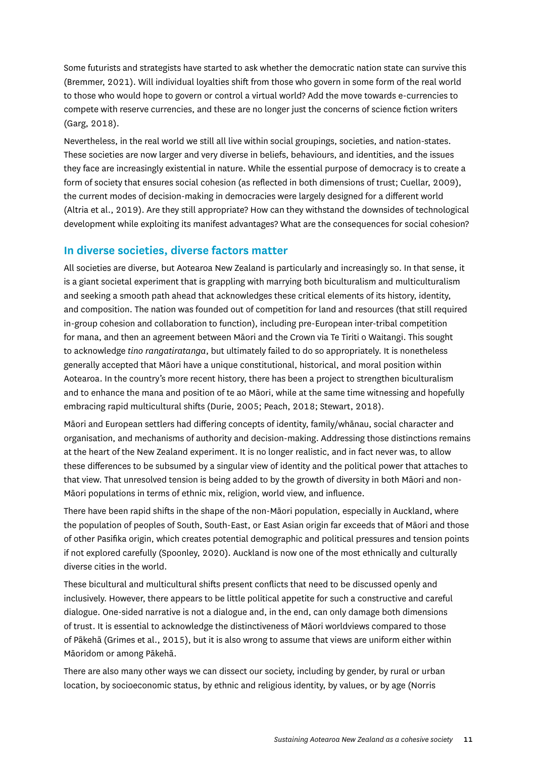Some futurists and strategists have started to ask whether the democratic nation state can survive this (Bremmer, 2021). Will individual loyalties shift from those who govern in some form of the real world to those who would hope to govern or control a virtual world? Add the move towards e-currencies to compete with reserve currencies, and these are no longer just the concerns of science fiction writers (Garg, 2018).

Nevertheless, in the real world we still all live within social groupings, societies, and nation-states. These societies are now larger and very diverse in beliefs, behaviours, and identities, and the issues they face are increasingly existential in nature. While the essential purpose of democracy is to create a form of society that ensures social cohesion (as reflected in both dimensions of trust; Cuellar, 2009), the current modes of decision-making in democracies were largely designed for a different world (Altria et al., 2019). Are they still appropriate? How can they withstand the downsides of technological development while exploiting its manifest advantages? What are the consequences for social cohesion?

## In diverse societies, diverse factors matter

All societies are diverse, but Aotearoa New Zealand is particularly and increasingly so. In that sense, it is a giant societal experiment that is grappling with marrying both biculturalism and multiculturalism and seeking a smooth path ahead that acknowledges these critical elements of its history, identity, and composition. The nation was founded out of competition for land and resources (that still required in-group cohesion and collaboration to function), including pre-European inter-tribal competition for mana, and then an agreement between Māori and the Crown via Te Tiriti o Waitangi. This sought to acknowledge *tino rangatiratanga*, but ultimately failed to do so appropriately. It is nonetheless generally accepted that Māori have a unique constitutional, historical, and moral position within Aotearoa. In the country's more recent history, there has been a project to strengthen biculturalism and to enhance the mana and position of te ao Māori, while at the same time witnessing and hopefully embracing rapid multicultural shifts (Durie, 2005; Peach, 2018; Stewart, 2018).

Māori and European settlers had differing concepts of identity, family/whānau, social character and organisation, and mechanisms of authority and decision-making. Addressing those distinctions remains at the heart of the New Zealand experiment. It is no longer realistic, and in fact never was, to allow these differences to be subsumed by a singular view of identity and the political power that attaches to that view. That unresolved tension is being added to by the growth of diversity in both Māori and non-Māori populations in terms of ethnic mix, religion, world view, and influence.

There have been rapid shifts in the shape of the non-Māori population, especially in Auckland, where the population of peoples of South, South-East, or East Asian origin far exceeds that of Māori and those of other Pasifika origin, which creates potential demographic and political pressures and tension points if not explored carefully (Spoonley, 2020). Auckland is now one of the most ethnically and culturally diverse cities in the world.

These bicultural and multicultural shifts present conflicts that need to be discussed openly and inclusively. However, there appears to be little political appetite for such a constructive and careful dialogue. One-sided narrative is not a dialogue and, in the end, can only damage both dimensions of trust. It is essential to acknowledge the distinctiveness of Māori worldviews compared to those of Pākehā (Grimes et al., 2015), but it is also wrong to assume that views are uniform either within Māoridom or among Pākehā.

There are also many other ways we can dissect our society, including by gender, by rural or urban location, by socioeconomic status, by ethnic and religious identity, by values, or by age (Norris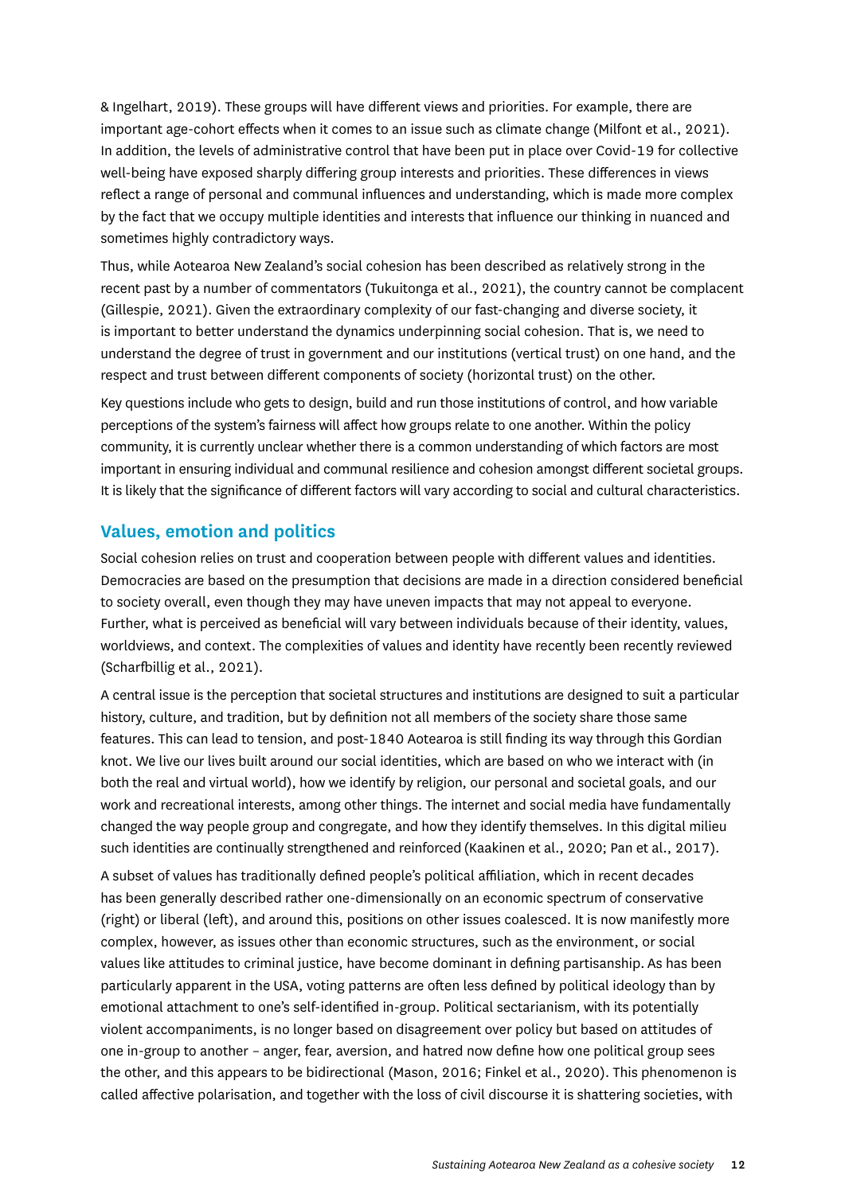& Ingelhart, 2019). These groups will have different views and priorities. For example, there are important age-cohort effects when it comes to an issue such as climate change (Milfont et al., 2021). In addition, the levels of administrative control that have been put in place over Covid-19 for collective well-being have exposed sharply differing group interests and priorities. These differences in views reflect a range of personal and communal influences and understanding, which is made more complex by the fact that we occupy multiple identities and interests that influence our thinking in nuanced and sometimes highly contradictory ways.

Thus, while Aotearoa New Zealand's social cohesion has been described as relatively strong in the recent past by a number of commentators (Tukuitonga et al., 2021), the country cannot be complacent (Gillespie, 2021). Given the extraordinary complexity of our fast-changing and diverse society, it is important to better understand the dynamics underpinning social cohesion. That is, we need to understand the degree of trust in government and our institutions (vertical trust) on one hand, and the respect and trust between different components of society (horizontal trust) on the other.

Key questions include who gets to design, build and run those institutions of control, and how variable perceptions of the system's fairness will affect how groups relate to one another. Within the policy community, it is currently unclear whether there is a common understanding of which factors are most important in ensuring individual and communal resilience and cohesion amongst different societal groups. It is likely that the significance of different factors will vary according to social and cultural characteristics.

## Values, emotion and politics

Social cohesion relies on trust and cooperation between people with different values and identities. Democracies are based on the presumption that decisions are made in a direction considered beneficial to society overall, even though they may have uneven impacts that may not appeal to everyone. Further, what is perceived as beneficial will vary between individuals because of their identity, values, worldviews, and context. The complexities of values and identity have recently been recently reviewed (Scharfbillig et al., 2021).

A central issue is the perception that societal structures and institutions are designed to suit a particular history, culture, and tradition, but by definition not all members of the society share those same features. This can lead to tension, and post-1840 Aotearoa is still finding its way through this Gordian knot. We live our lives built around our social identities, which are based on who we interact with (in both the real and virtual world), how we identify by religion, our personal and societal goals, and our work and recreational interests, among other things. The internet and social media have fundamentally changed the way people group and congregate, and how they identify themselves. In this digital milieu such identities are continually strengthened and reinforced (Kaakinen et al., 2020; Pan et al., 2017).

A subset of values has traditionally defined people's political affiliation, which in recent decades has been generally described rather one-dimensionally on an economic spectrum of conservative (right) or liberal (left), and around this, positions on other issues coalesced. It is now manifestly more complex, however, as issues other than economic structures, such as the environment, or social values like attitudes to criminal justice, have become dominant in defining partisanship. As has been particularly apparent in the USA, voting patterns are often less defined by political ideology than by emotional attachment to one's self-identified in-group. Political sectarianism, with its potentially violent accompaniments, is no longer based on disagreement over policy but based on attitudes of one in-group to another – anger, fear, aversion, and hatred now define how one political group sees the other, and this appears to be bidirectional (Mason, 2016; Finkel et al., 2020). This phenomenon is called affective polarisation, and together with the loss of civil discourse it is shattering societies, with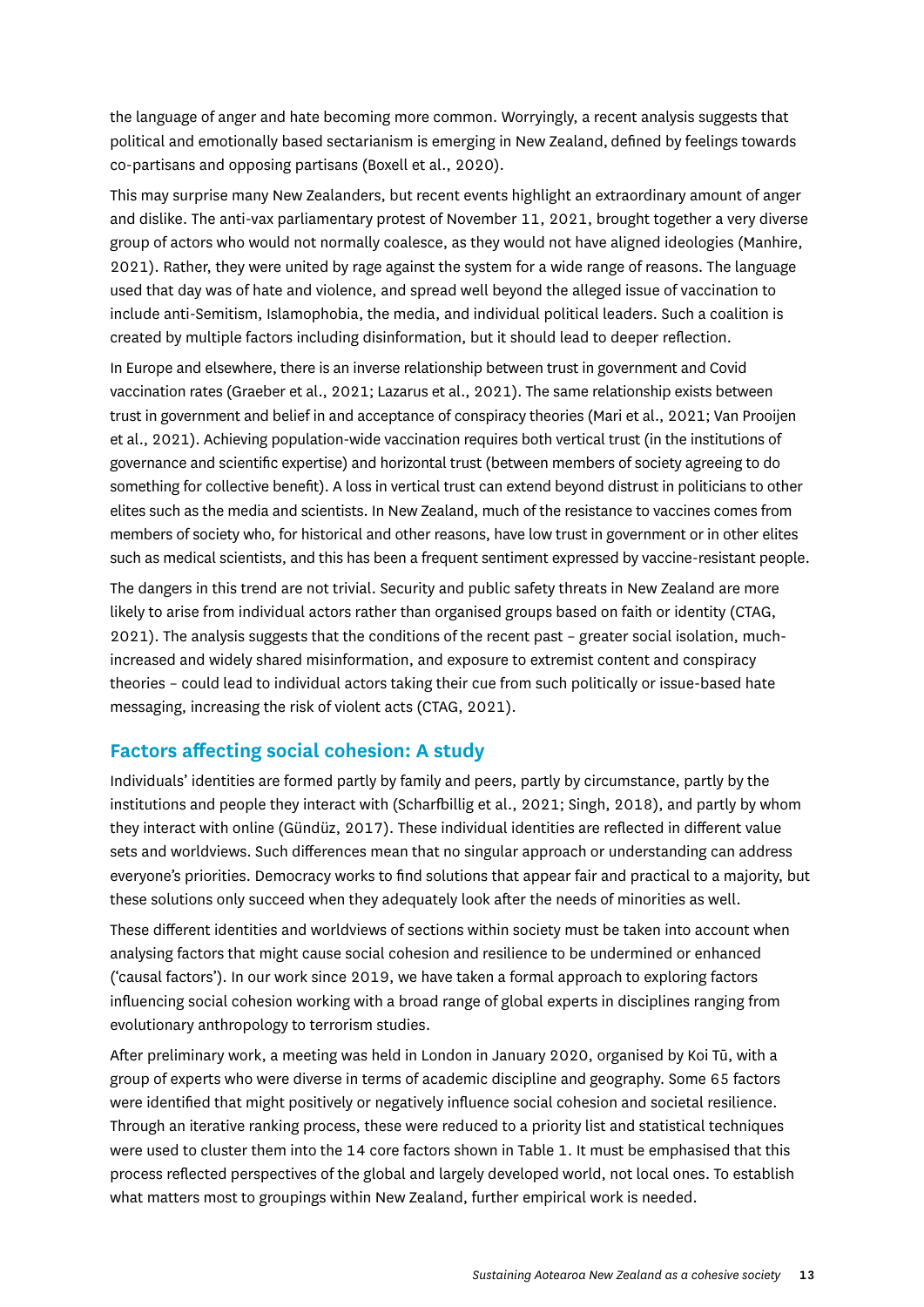the language of anger and hate becoming more common. Worryingly, a recent analysis suggests that political and emotionally based sectarianism is emerging in New Zealand, defined by feelings towards co-partisans and opposing partisans (Boxell et al., 2020).

This may surprise many New Zealanders, but recent events highlight an extraordinary amount of anger and dislike. The anti-vax parliamentary protest of November 11, 2021, brought together a very diverse group of actors who would not normally coalesce, as they would not have aligned ideologies (Manhire, 2021). Rather, they were united by rage against the system for a wide range of reasons. The language used that day was of hate and violence, and spread well beyond the alleged issue of vaccination to include anti-Semitism, Islamophobia, the media, and individual political leaders. Such a coalition is created by multiple factors including disinformation, but it should lead to deeper reflection.

In Europe and elsewhere, there is an inverse relationship between trust in government and Covid vaccination rates (Graeber et al., 2021; Lazarus et al., 2021). The same relationship exists between trust in government and belief in and acceptance of conspiracy theories (Mari et al., 2021; Van Prooijen et al., 2021). Achieving population-wide vaccination requires both vertical trust (in the institutions of governance and scientific expertise) and horizontal trust (between members of society agreeing to do something for collective benefit). A loss in vertical trust can extend beyond distrust in politicians to other elites such as the media and scientists. In New Zealand, much of the resistance to vaccines comes from members of society who, for historical and other reasons, have low trust in government or in other elites such as medical scientists, and this has been a frequent sentiment expressed by vaccine-resistant people.

The dangers in this trend are not trivial. Security and public safety threats in New Zealand are more likely to arise from individual actors rather than organised groups based on faith or identity (CTAG, 2021). The analysis suggests that the conditions of the recent past – greater social isolation, much-increased and widely shared misinformation, and exposure to extremist content and conspiracy theories – could lead to individual actors taking their cue from such politically or issue-based hate messaging, increasing the risk of violent acts (CTAG, 2021).

## Factors affecting social cohesion: A study

Individuals' identities are formed partly by family and peers, partly by circumstance, partly by the institutions and people they interact with (Scharfbillig et al., 2021; Singh, 2018), and partly by whom they interact with online (Gündüz, 2017). These individual identities are reflected in different value sets and worldviews. Such differences mean that no singular approach or understanding can address everyone's priorities. Democracy works to find solutions that appear fair and practical to a majority, but these solutions only succeed when they adequately look after the needs of minorities as well.

These different identities and worldviews of sections within society must be taken into account when analysing factors that might cause social cohesion and resilience to be undermined or enhanced ('causal factors'). In our work since 2019, we have taken a formal approach to exploring factors influencing social cohesion working with a broad range of global experts in disciplines ranging from evolutionary anthropology to terrorism studies.

After preliminary work, a meeting was held in London in January 2020, organised by Koi Tū, with a group of experts who were diverse in terms of academic discipline and geography. Some 65 factors were identified that might positively or negatively influence social cohesion and societal resilience. Through an iterative ranking process, these were reduced to a priority list and statistical techniques were used to cluster them into the 14 core factors shown in Table 1. It must be emphasised that this process reflected perspectives of the global and largely developed world, not local ones. To establish what matters most to groupings within New Zealand, further empirical work is needed.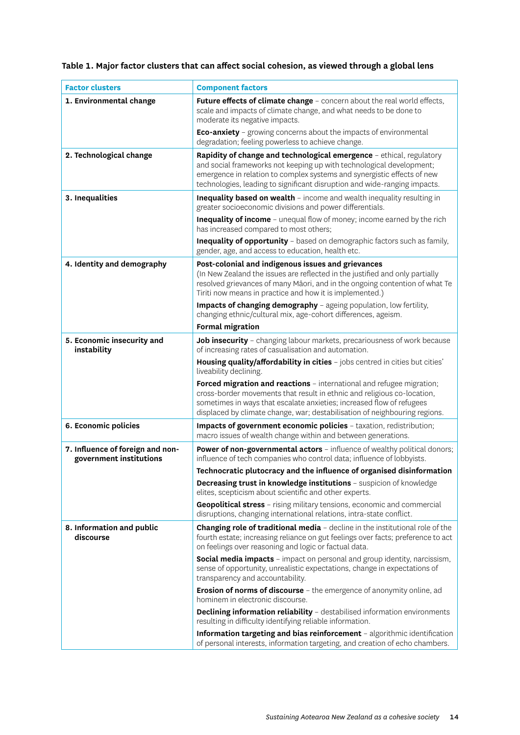**Table 1. Major factor clusters that can affect social cohesion, as viewed through a global lens**

| Factor clusters | Component factors |
|---|---|
| **1. Environmental change** | **Future effects of climate change** – concern about the real world effects, scale and impacts of climate change, and what needs to be done to moderate its negative impacts.<br>**Eco-anxiety** – growing concerns about the impacts of environmental degradation; feeling powerless to achieve change. |
| **2. Technological change** | **Rapidity of change and technological emergence** – ethical, regulatory and social frameworks not keeping up with technological development; emergence in relation to complex systems and synergistic effects of new technologies, leading to significant disruption and wide-ranging impacts. |
| **3. Inequalities** | **Inequality based on wealth** – income and wealth inequality resulting in greater socioeconomic divisions and power differentials.<br>**Inequality of income** – unequal flow of money; income earned by the rich has increased compared to most others;<br>**Inequality of opportunity** – based on demographic factors such as family, gender, age, and access to education, health etc. |
| **4. Identity and demography** | **Post-colonial and indigenous issues and grievances**<br>(In New Zealand the issues are reflected in the justified and only partially resolved grievances of many Māori, and in the ongoing contention of what Te Tiriti now means in practice and how it is implemented.)<br>**Impacts of changing demography** – ageing population, low fertility, changing ethnic/cultural mix, age-cohort differences, ageism.<br>**Formal migration** |
| **5. Economic insecurity and instability** | **Job insecurity** – changing labour markets, precariousness of work because of increasing rates of casualisation and automation.<br>**Housing quality/affordability in cities** – jobs centred in cities but cities' liveability declining.<br>**Forced migration and reactions** – international and refugee migration; cross-border movements that result in ethnic and religious co-location, sometimes in ways that escalate anxieties; increased flow of refugees displaced by climate change, war; destabilisation of neighbouring regions. |
| **6. Economic policies** | **Impacts of government economic policies** – taxation, redistribution; macro issues of wealth change within and between generations. |
| **7. Influence of foreign and non-government institutions** | **Power of non-governmental actors** – influence of wealthy political donors; influence of tech companies who control data; influence of lobbyists.<br>**Technocratic plutocracy and the influence of organised disinformation**<br>**Decreasing trust in knowledge institutions** – suspicion of knowledge elites, scepticism about scientific and other experts.<br>**Geopolitical stress** – rising military tensions, economic and commercial disruptions, changing international relations, intra-state conflict. |
| **8. Information and public discourse** | **Changing role of traditional media** – decline in the institutional role of the fourth estate; increasing reliance on gut feelings over facts; preference to act on feelings over reasoning and logic or factual data.<br>**Social media impacts** – impact on personal and group identity, narcissism, sense of opportunity, unrealistic expectations, change in expectations of transparency and accountability.<br>**Erosion of norms of discourse** – the emergence of anonymity online, ad hominem in electronic discourse.<br>**Declining information reliability** – destabilised information environments resulting in difficulty identifying reliable information.<br>**Information targeting and bias reinforcement** – algorithmic identification of personal interests, information targeting, and creation of echo chambers. |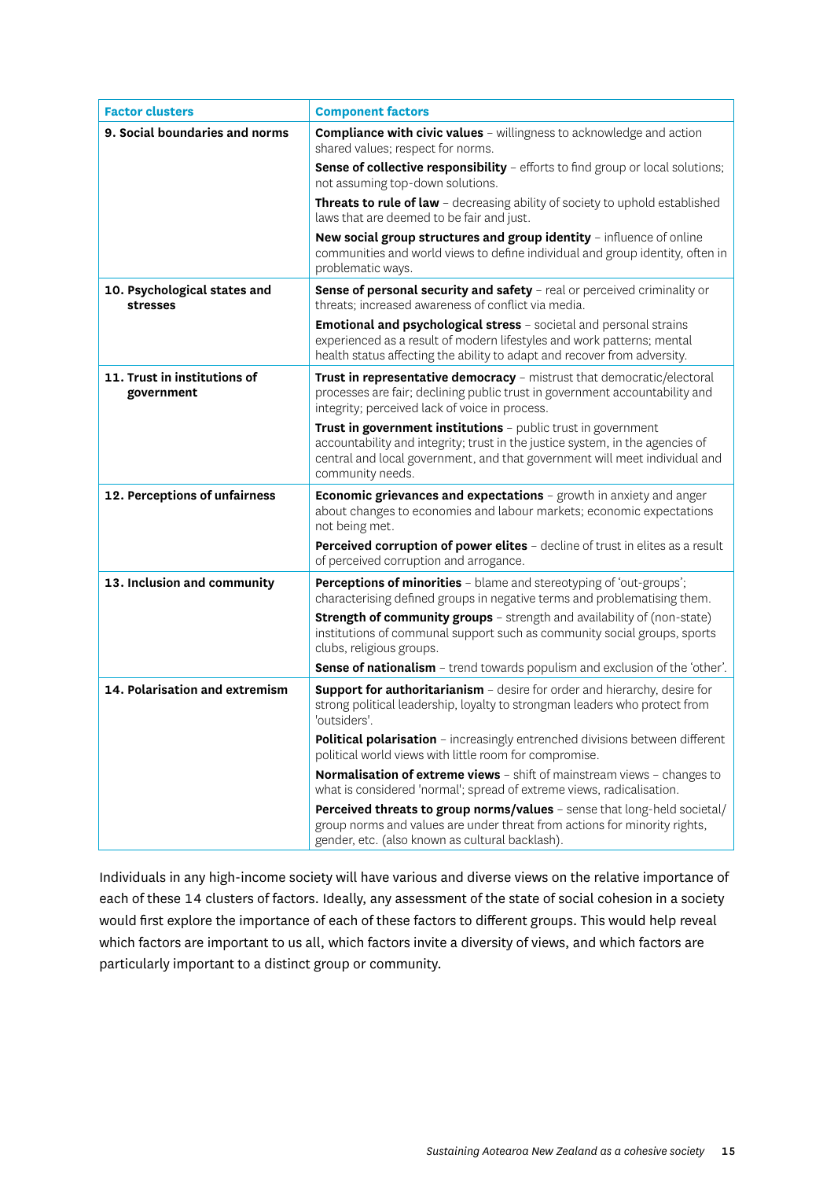| Factor clusters | Component factors |
|---|---|
| **9. Social boundaries and norms** | **Compliance with civic values** – willingness to acknowledge and action shared values; respect for norms. |
| | **Sense of collective responsibility** – efforts to find group or local solutions; not assuming top-down solutions. |
| | **Threats to rule of law** – decreasing ability of society to uphold established laws that are deemed to be fair and just. |
| | **New social group structures and group identity** – influence of online communities and world views to define individual and group identity, often in problematic ways. |
| **10. Psychological states and stresses** | **Sense of personal security and safety** – real or perceived criminality or threats; increased awareness of conflict via media. |
| | **Emotional and psychological stress** – societal and personal strains experienced as a result of modern lifestyles and work patterns; mental health status affecting the ability to adapt and recover from adversity. |
| **11. Trust in institutions of government** | **Trust in representative democracy** – mistrust that democratic/electoral processes are fair; declining public trust in government accountability and integrity; perceived lack of voice in process. |
| | **Trust in government institutions** – public trust in government accountability and integrity; trust in the justice system, in the agencies of central and local government, and that government will meet individual and community needs. |
| **12. Perceptions of unfairness** | **Economic grievances and expectations** – growth in anxiety and anger about changes to economies and labour markets; economic expectations not being met. |
| | **Perceived corruption of power elites** – decline of trust in elites as a result of perceived corruption and arrogance. |
| **13. Inclusion and community** | **Perceptions of minorities** – blame and stereotyping of 'out-groups'; characterising defined groups in negative terms and problematising them. |
| | **Strength of community groups** – strength and availability of (non-state) institutions of communal support such as community social groups, sports clubs, religious groups. |
| | **Sense of nationalism** – trend towards populism and exclusion of the 'other'. |
| **14. Polarisation and extremism** | **Support for authoritarianism** – desire for order and hierarchy, desire for strong political leadership, loyalty to strongman leaders who protect from 'outsiders'. |
| | **Political polarisation** – increasingly entrenched divisions between different political world views with little room for compromise. |
| | **Normalisation of extreme views** – shift of mainstream views – changes to what is considered 'normal'; spread of extreme views, radicalisation. |
| | **Perceived threats to group norms/values** – sense that long-held societal/group norms and values are under threat from actions for minority rights, gender, etc. (also known as cultural backlash). |

Individuals in any high-income society will have various and diverse views on the relative importance of each of these 14 clusters of factors. Ideally, any assessment of the state of social cohesion in a society would first explore the importance of each of these factors to different groups. This would help reveal which factors are important to us all, which factors invite a diversity of views, and which factors are particularly important to a distinct group or community.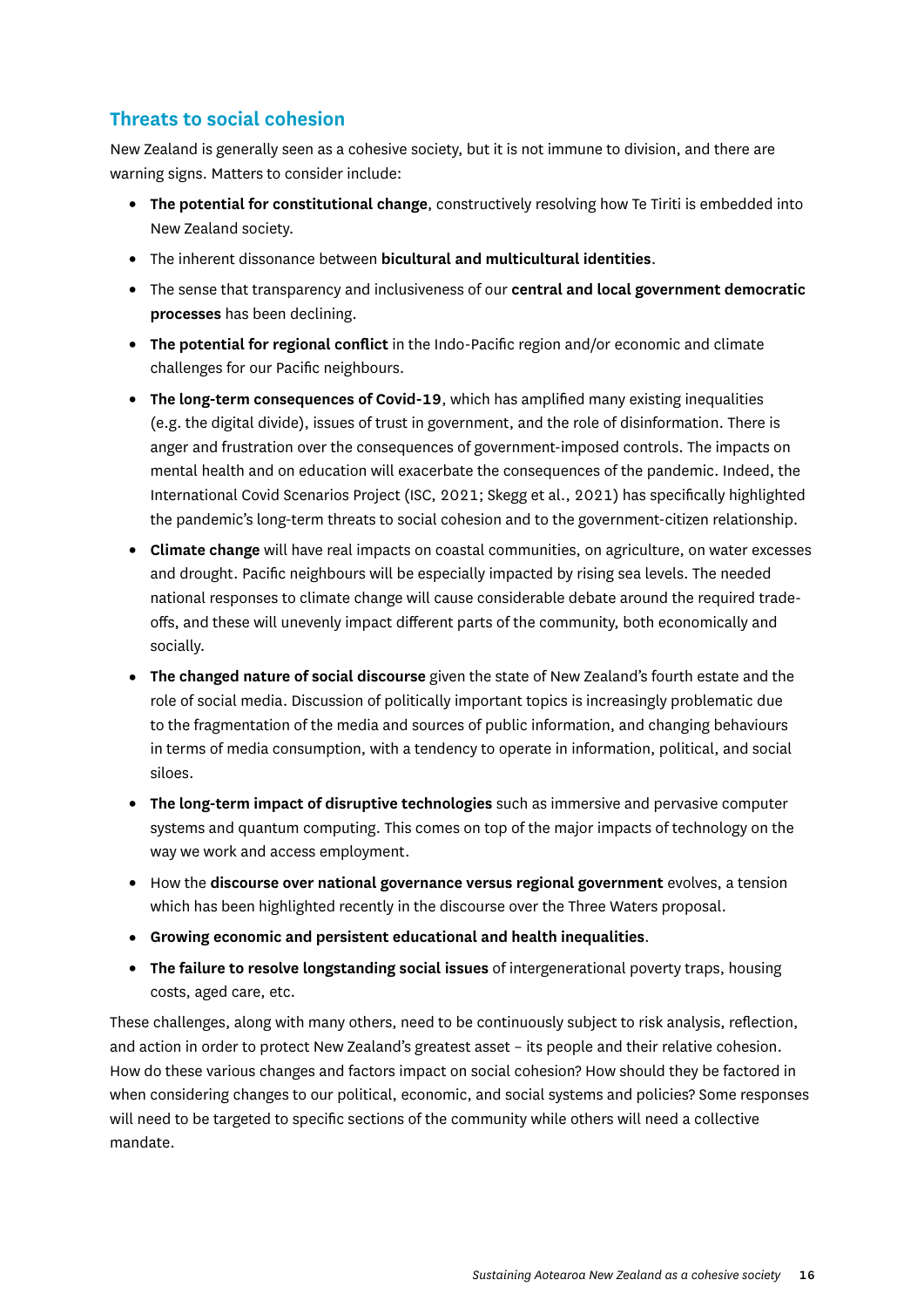## Threats to social cohesion

New Zealand is generally seen as a cohesive society, but it is not immune to division, and there are warning signs. Matters to consider include:

- **The potential for constitutional change**, constructively resolving how Te Tiriti is embedded into New Zealand society.
- The inherent dissonance between **bicultural and multicultural identities**.
- The sense that transparency and inclusiveness of our **central and local government democratic processes** has been declining.
- **The potential for regional conflict** in the Indo-Pacific region and/or economic and climate challenges for our Pacific neighbours.
- **The long-term consequences of Covid-19**, which has amplified many existing inequalities (e.g. the digital divide), issues of trust in government, and the role of disinformation. There is anger and frustration over the consequences of government-imposed controls. The impacts on mental health and on education will exacerbate the consequences of the pandemic. Indeed, the International Covid Scenarios Project (ISC, 2021; Skegg et al., 2021) has specifically highlighted the pandemic's long-term threats to social cohesion and to the government-citizen relationship.
- **Climate change** will have real impacts on coastal communities, on agriculture, on water excesses and drought. Pacific neighbours will be especially impacted by rising sea levels. The needed national responses to climate change will cause considerable debate around the required trade-offs, and these will unevenly impact different parts of the community, both economically and socially.
- **The changed nature of social discourse** given the state of New Zealand's fourth estate and the role of social media. Discussion of politically important topics is increasingly problematic due to the fragmentation of the media and sources of public information, and changing behaviours in terms of media consumption, with a tendency to operate in information, political, and social siloes.
- **The long-term impact of disruptive technologies** such as immersive and pervasive computer systems and quantum computing. This comes on top of the major impacts of technology on the way we work and access employment.
- How the **discourse over national governance versus regional government** evolves, a tension which has been highlighted recently in the discourse over the Three Waters proposal.
- **Growing economic and persistent educational and health inequalities**.
- **The failure to resolve longstanding social issues** of intergenerational poverty traps, housing costs, aged care, etc.

These challenges, along with many others, need to be continuously subject to risk analysis, reflection, and action in order to protect New Zealand's greatest asset – its people and their relative cohesion. How do these various changes and factors impact on social cohesion? How should they be factored in when considering changes to our political, economic, and social systems and policies? Some responses will need to be targeted to specific sections of the community while others will need a collective mandate.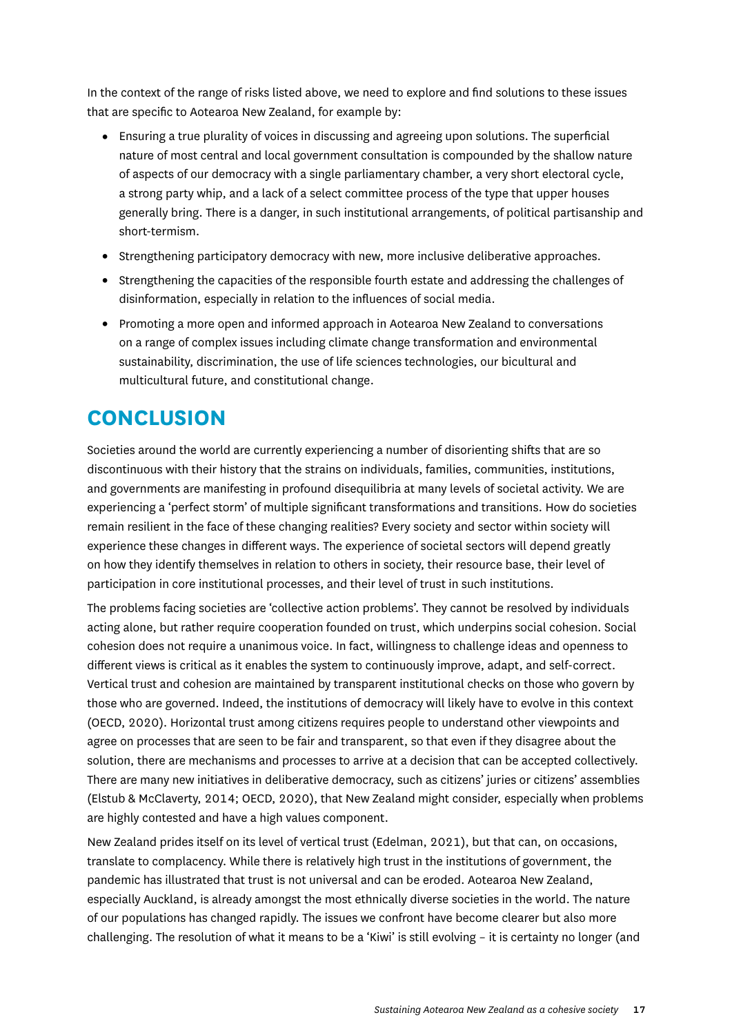In the context of the range of risks listed above, we need to explore and find solutions to these issues that are specific to Aotearoa New Zealand, for example by:

- Ensuring a true plurality of voices in discussing and agreeing upon solutions. The superficial nature of most central and local government consultation is compounded by the shallow nature of aspects of our democracy with a single parliamentary chamber, a very short electoral cycle, a strong party whip, and a lack of a select committee process of the type that upper houses generally bring. There is a danger, in such institutional arrangements, of political partisanship and short-termism.
- Strengthening participatory democracy with new, more inclusive deliberative approaches.
- Strengthening the capacities of the responsible fourth estate and addressing the challenges of disinformation, especially in relation to the influences of social media.
- Promoting a more open and informed approach in Aotearoa New Zealand to conversations on a range of complex issues including climate change transformation and environmental sustainability, discrimination, the use of life sciences technologies, our bicultural and multicultural future, and constitutional change.

## CONCLUSION

Societies around the world are currently experiencing a number of disorienting shifts that are so discontinuous with their history that the strains on individuals, families, communities, institutions, and governments are manifesting in profound disequilibria at many levels of societal activity. We are experiencing a 'perfect storm' of multiple significant transformations and transitions. How do societies remain resilient in the face of these changing realities? Every society and sector within society will experience these changes in different ways. The experience of societal sectors will depend greatly on how they identify themselves in relation to others in society, their resource base, their level of participation in core institutional processes, and their level of trust in such institutions.

The problems facing societies are 'collective action problems'. They cannot be resolved by individuals acting alone, but rather require cooperation founded on trust, which underpins social cohesion. Social cohesion does not require a unanimous voice. In fact, willingness to challenge ideas and openness to different views is critical as it enables the system to continuously improve, adapt, and self-correct. Vertical trust and cohesion are maintained by transparent institutional checks on those who govern by those who are governed. Indeed, the institutions of democracy will likely have to evolve in this context (OECD, 2020). Horizontal trust among citizens requires people to understand other viewpoints and agree on processes that are seen to be fair and transparent, so that even if they disagree about the solution, there are mechanisms and processes to arrive at a decision that can be accepted collectively. There are many new initiatives in deliberative democracy, such as citizens' juries or citizens' assemblies (Elstub & McClaverty, 2014; OECD, 2020), that New Zealand might consider, especially when problems are highly contested and have a high values component.

New Zealand prides itself on its level of vertical trust (Edelman, 2021), but that can, on occasions, translate to complacency. While there is relatively high trust in the institutions of government, the pandemic has illustrated that trust is not universal and can be eroded. Aotearoa New Zealand, especially Auckland, is already amongst the most ethnically diverse societies in the world. The nature of our populations has changed rapidly. The issues we confront have become clearer but also more challenging. The resolution of what it means to be a 'Kiwi' is still evolving – it is certainty no longer (and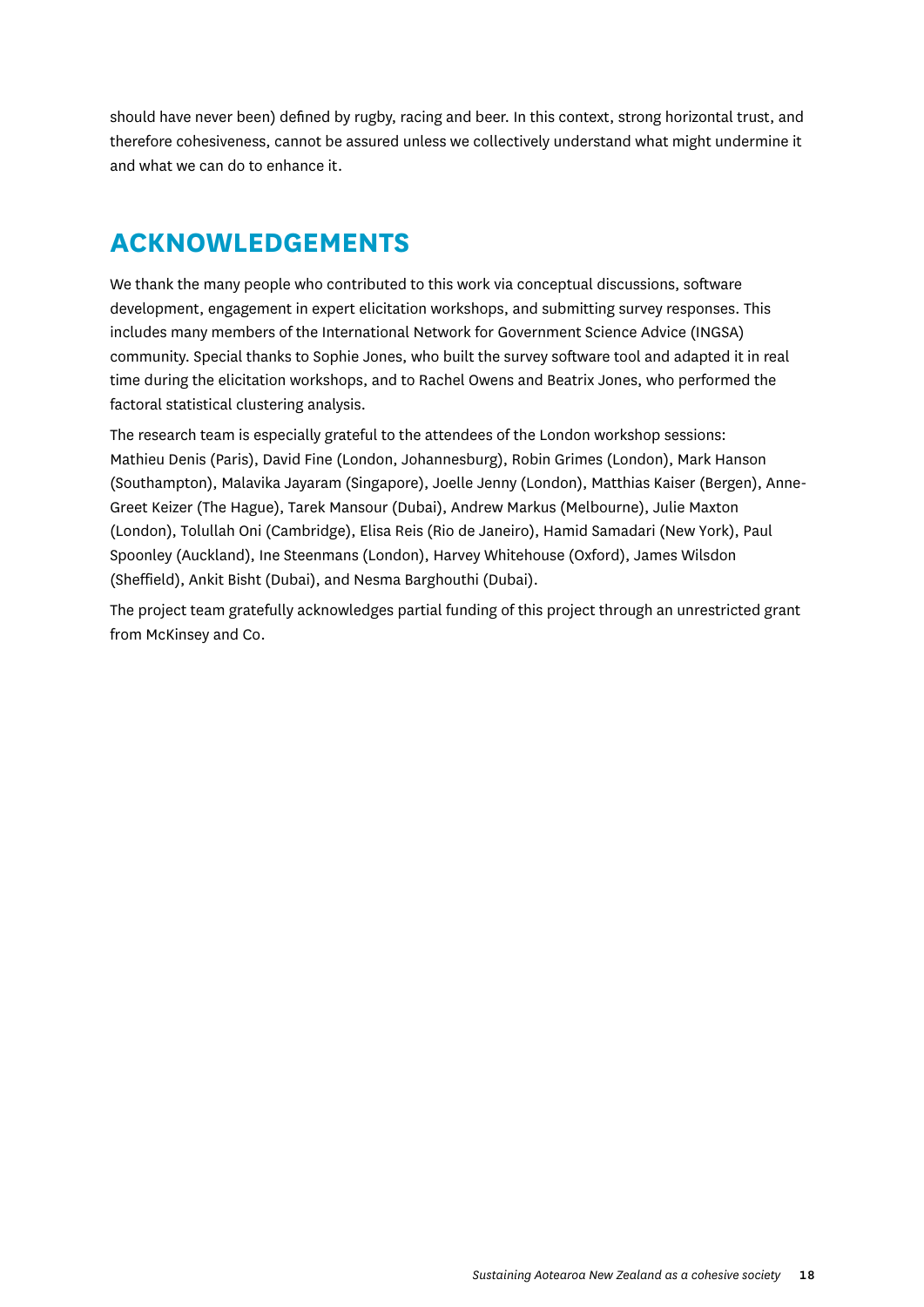should have never been) defined by rugby, racing and beer. In this context, strong horizontal trust, and therefore cohesiveness, cannot be assured unless we collectively understand what might undermine it and what we can do to enhance it.

## ACKNOWLEDGEMENTS

We thank the many people who contributed to this work via conceptual discussions, software development, engagement in expert elicitation workshops, and submitting survey responses. This includes many members of the International Network for Government Science Advice (INGSA) community. Special thanks to Sophie Jones, who built the survey software tool and adapted it in real time during the elicitation workshops, and to Rachel Owens and Beatrix Jones, who performed the factoral statistical clustering analysis.

The research team is especially grateful to the attendees of the London workshop sessions: Mathieu Denis (Paris), David Fine (London, Johannesburg), Robin Grimes (London), Mark Hanson (Southampton), Malavika Jayaram (Singapore), Joelle Jenny (London), Matthias Kaiser (Bergen), Anne-Greet Keizer (The Hague), Tarek Mansour (Dubai), Andrew Markus (Melbourne), Julie Maxton (London), Tolullah Oni (Cambridge), Elisa Reis (Rio de Janeiro), Hamid Samadari (New York), Paul Spoonley (Auckland), Ine Steenmans (London), Harvey Whitehouse (Oxford), James Wilsdon (Sheffield), Ankit Bisht (Dubai), and Nesma Barghouthi (Dubai).

The project team gratefully acknowledges partial funding of this project through an unrestricted grant from McKinsey and Co.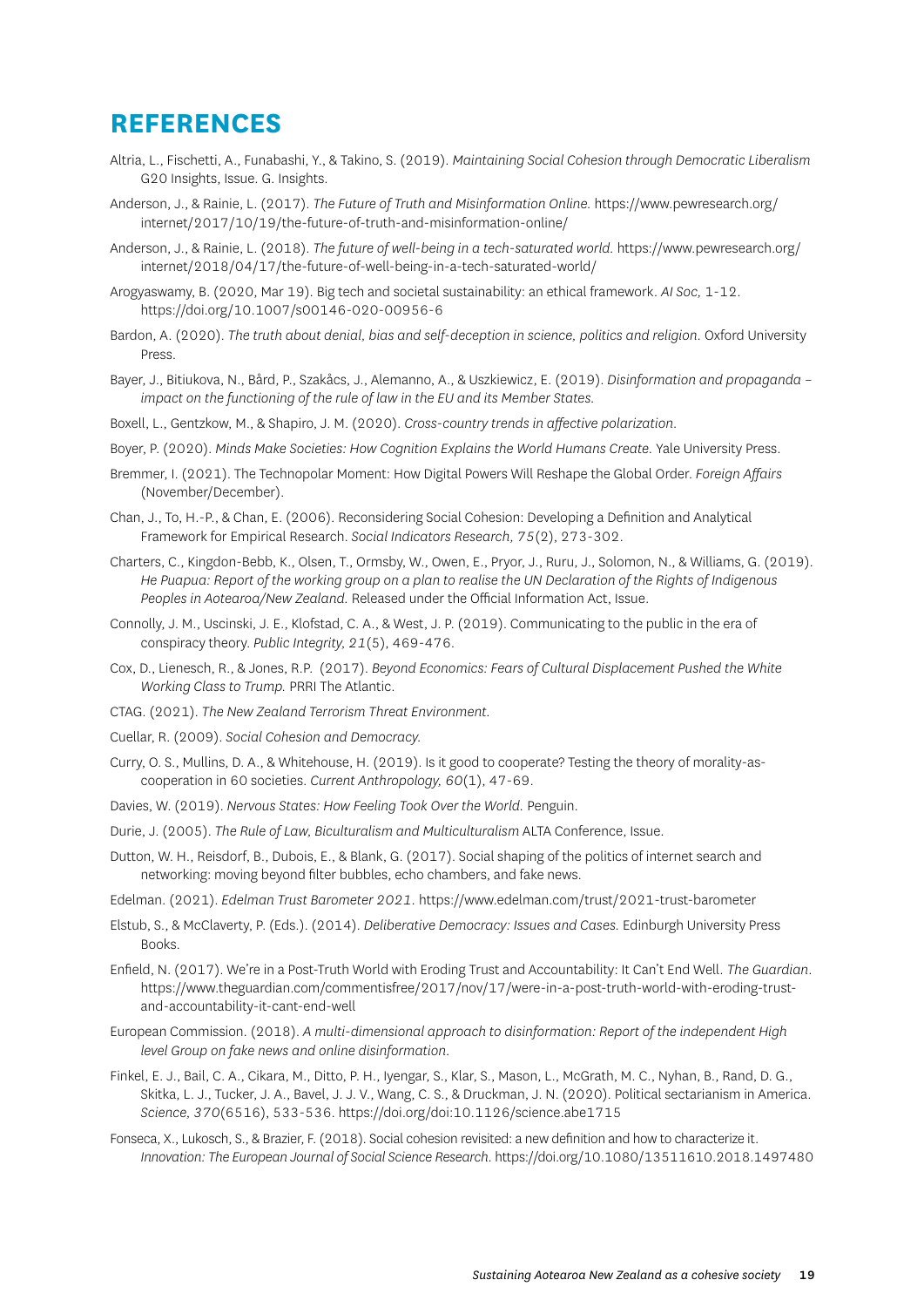# REFERENCES

Altria, L., Fischetti, A., Funabashi, Y., & Takino, S. (2019). *Maintaining Social Cohesion through Democratic Liberalism* G20 Insights, Issue. G. Insights.

Anderson, J., & Rainie, L. (2017). *The Future of Truth and Misinformation Online.* https://www.pewresearch.org/internet/2017/10/19/the-future-of-truth-and-misinformation-online/

Anderson, J., & Rainie, L. (2018). *The future of well-being in a tech-saturated world.* https://www.pewresearch.org/internet/2018/04/17/the-future-of-well-being-in-a-tech-saturated-world/

Arogyaswamy, B. (2020, Mar 19). Big tech and societal sustainability: an ethical framework. *AI Soc,* 1-12. https://doi.org/10.1007/s00146-020-00956-6

Bardon, A. (2020). *The truth about denial, bias and self-deception in science, politics and religion.* Oxford University Press.

Bayer, J., Bitiukova, N., Bård, P., Szakåcs, J., Alemanno, A., & Uszkiewicz, E. (2019). *Disinformation and propaganda – impact on the functioning of the rule of law in the EU and its Member States.*

Boxell, L., Gentzkow, M., & Shapiro, J. M. (2020). *Cross-country trends in affective polarization.*

Boyer, P. (2020). *Minds Make Societies: How Cognition Explains the World Humans Create.* Yale University Press.

Bremmer, I. (2021). The Technopolar Moment: How Digital Powers Will Reshape the Global Order. *Foreign Affairs* (November/December).

Chan, J., To, H.-P., & Chan, E. (2006). Reconsidering Social Cohesion: Developing a Definition and Analytical Framework for Empirical Research. *Social Indicators Research, 75*(2), 273-302.

Charters, C., Kingdon-Bebb, K., Olsen, T., Ormsby, W., Owen, E., Pryor, J., Ruru, J., Solomon, N., & Williams, G. (2019). *He Puapua: Report of the working group on a plan to realise the UN Declaration of the Rights of Indigenous Peoples in Aotearoa/New Zealand.* Released under the Official Information Act, Issue.

Connolly, J. M., Uscinski, J. E., Klofstad, C. A., & West, J. P. (2019). Communicating to the public in the era of conspiracy theory. *Public Integrity, 21*(5), 469-476.

Cox, D., Lienesch, R., & Jones, R.P. (2017). *Beyond Economics: Fears of Cultural Displacement Pushed the White Working Class to Trump.* PRRI The Atlantic.

CTAG. (2021). *The New Zealand Terrorism Threat Environment.*

Cuellar, R. (2009). *Social Cohesion and Democracy.*

Curry, O. S., Mullins, D. A., & Whitehouse, H. (2019). Is it good to cooperate? Testing the theory of morality-as-cooperation in 60 societies. *Current Anthropology, 60*(1), 47-69.

Davies, W. (2019). *Nervous States: How Feeling Took Over the World.* Penguin.

Durie, J. (2005). *The Rule of Law, Biculturalism and Multiculturalism* ALTA Conference, Issue.

Dutton, W. H., Reisdorf, B., Dubois, E., & Blank, G. (2017). Social shaping of the politics of internet search and networking: moving beyond filter bubbles, echo chambers, and fake news.

Edelman. (2021). *Edelman Trust Barometer 2021.* https://www.edelman.com/trust/2021-trust-barometer

Elstub, S., & McClaverty, P. (Eds.). (2014). *Deliberative Democracy: Issues and Cases.* Edinburgh University Press Books.

Enfield, N. (2017). We're in a Post-Truth World with Eroding Trust and Accountability: It Can't End Well. *The Guardian.* https://www.theguardian.com/commentisfree/2017/nov/17/were-in-a-post-truth-world-with-eroding-trust-and-accountability-it-cant-end-well

European Commission. (2018). *A multi-dimensional approach to disinformation: Report of the independent High level Group on fake news and online disinformation.*

Finkel, E. J., Bail, C. A., Cikara, M., Ditto, P. H., Iyengar, S., Klar, S., Mason, L., McGrath, M. C., Nyhan, B., Rand, D. G., Skitka, L. J., Tucker, J. A., Bavel, J. J. V., Wang, C. S., & Druckman, J. N. (2020). Political sectarianism in America. *Science, 370*(6516), 533-536. https://doi.org/doi:10.1126/science.abe1715

Fonseca, X., Lukosch, S., & Brazier, F. (2018). Social cohesion revisited: a new definition and how to characterize it. *Innovation: The European Journal of Social Science Research.* https://doi.org/10.1080/13511610.2018.1497480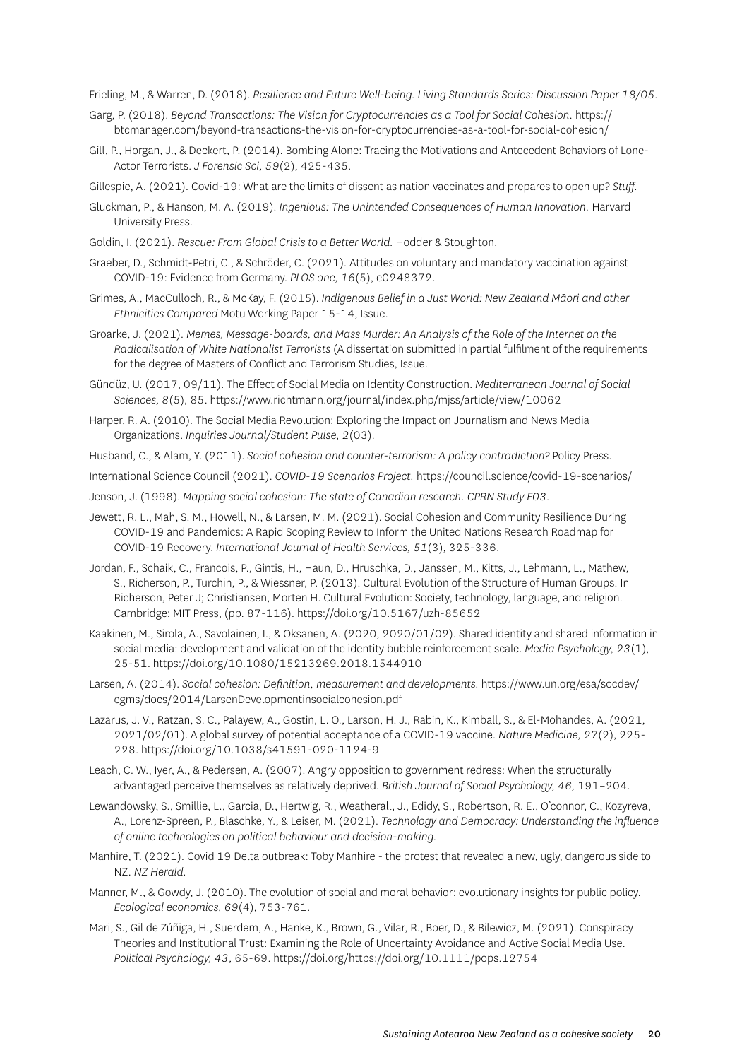Frieling, M., & Warren, D. (2018). *Resilience and Future Well-being. Living Standards Series: Discussion Paper 18/05*.

Garg, P. (2018). *Beyond Transactions: The Vision for Cryptocurrencies as a Tool for Social Cohesion*. https://btcmanager.com/beyond-transactions-the-vision-for-cryptocurrencies-as-a-tool-for-social-cohesion/

Gill, P., Horgan, J., & Deckert, P. (2014). Bombing Alone: Tracing the Motivations and Antecedent Behaviors of Lone-Actor Terrorists. *J Forensic Sci*, *59*(2), 425-435.

Gillespie, A. (2021). Covid-19: What are the limits of dissent as nation vaccinates and prepares to open up? *Stuff.*

Gluckman, P., & Hanson, M. A. (2019). *Ingenious: The Unintended Consequences of Human Innovation.* Harvard University Press.

Goldin, I. (2021). *Rescue: From Global Crisis to a Better World.* Hodder & Stoughton.

Graeber, D., Schmidt-Petri, C., & Schröder, C. (2021). Attitudes on voluntary and mandatory vaccination against COVID-19: Evidence from Germany. *PLOS one, 16*(5), e0248372.

Grimes, A., MacCulloch, R., & McKay, F. (2015). *Indigenous Belief in a Just World: New Zealand Māori and other Ethnicities Compared* Motu Working Paper 15-14, Issue.

Groarke, J. (2021). *Memes, Message-boards, and Mass Murder: An Analysis of the Role of the Internet on the Radicalisation of White Nationalist Terrorists* (A dissertation submitted in partial fulfilment of the requirements for the degree of Masters of Conflict and Terrorism Studies, Issue.

Gündüz, U. (2017, 09/11). The Effect of Social Media on Identity Construction. *Mediterranean Journal of Social Sciences, 8*(5), 85. https://www.richtmann.org/journal/index.php/mjss/article/view/10062

Harper, R. A. (2010). The Social Media Revolution: Exploring the Impact on Journalism and News Media Organizations. *Inquiries Journal/Student Pulse, 2*(03).

Husband, C., & Alam, Y. (2011). *Social cohesion and counter-terrorism: A policy contradiction?* Policy Press.

International Science Council (2021). *COVID-19 Scenarios Project.* https://council.science/covid-19-scenarios/

Jenson, J. (1998). *Mapping social cohesion: The state of Canadian research. CPRN Study F03*.

Jewett, R. L., Mah, S. M., Howell, N., & Larsen, M. M. (2021). Social Cohesion and Community Resilience During COVID-19 and Pandemics: A Rapid Scoping Review to Inform the United Nations Research Roadmap for COVID-19 Recovery. *International Journal of Health Services, 51*(3), 325-336.

Jordan, F., Schaik, C., Francois, P., Gintis, H., Haun, D., Hruschka, D., Janssen, M., Kitts, J., Lehmann, L., Mathew, S., Richerson, P., Turchin, P., & Wiessner, P. (2013). Cultural Evolution of the Structure of Human Groups. In Richerson, Peter J; Christiansen, Morten H. Cultural Evolution: Society, technology, language, and religion. Cambridge: MIT Press, (pp. 87-116). https://doi.org/10.5167/uzh-85652

Kaakinen, M., Sirola, A., Savolainen, I., & Oksanen, A. (2020, 2020/01/02). Shared identity and shared information in social media: development and validation of the identity bubble reinforcement scale. *Media Psychology, 23*(1), 25-51. https://doi.org/10.1080/15213269.2018.1544910

Larsen, A. (2014). *Social cohesion: Definition, measurement and developments.* https://www.un.org/esa/socdev/egms/docs/2014/LarsenDevelopmentinsocialcohesion.pdf

Lazarus, J. V., Ratzan, S. C., Palayew, A., Gostin, L. O., Larson, H. J., Rabin, K., Kimball, S., & El-Mohandes, A. (2021, 2021/02/01). A global survey of potential acceptance of a COVID-19 vaccine. *Nature Medicine, 27*(2), 225-228. https://doi.org/10.1038/s41591-020-1124-9

Leach, C. W., Iyer, A., & Pedersen, A. (2007). Angry opposition to government redress: When the structurally advantaged perceive themselves as relatively deprived. *British Journal of Social Psychology, 46*, 191–204.

Lewandowsky, S., Smillie, L., Garcia, D., Hertwig, R., Weatherall, J., Edidy, S., Robertson, R. E., O'connor, C., Kozyreva, A., Lorenz-Spreen, P., Blaschke, Y., & Leiser, M. (2021). *Technology and Democracy: Understanding the influence of online technologies on political behaviour and decision-making.*

Manhire, T. (2021). Covid 19 Delta outbreak: Toby Manhire - the protest that revealed a new, ugly, dangerous side to NZ. *NZ Herald.*

Manner, M., & Gowdy, J. (2010). The evolution of social and moral behavior: evolutionary insights for public policy. *Ecological economics, 69*(4), 753-761.

Mari, S., Gil de Zúñiga, H., Suerdem, A., Hanke, K., Brown, G., Vilar, R., Boer, D., & Bilewicz, M. (2021). Conspiracy Theories and Institutional Trust: Examining the Role of Uncertainty Avoidance and Active Social Media Use. *Political Psychology, 43*, 65-69. https://doi.org/https://doi.org/10.1111/pops.12754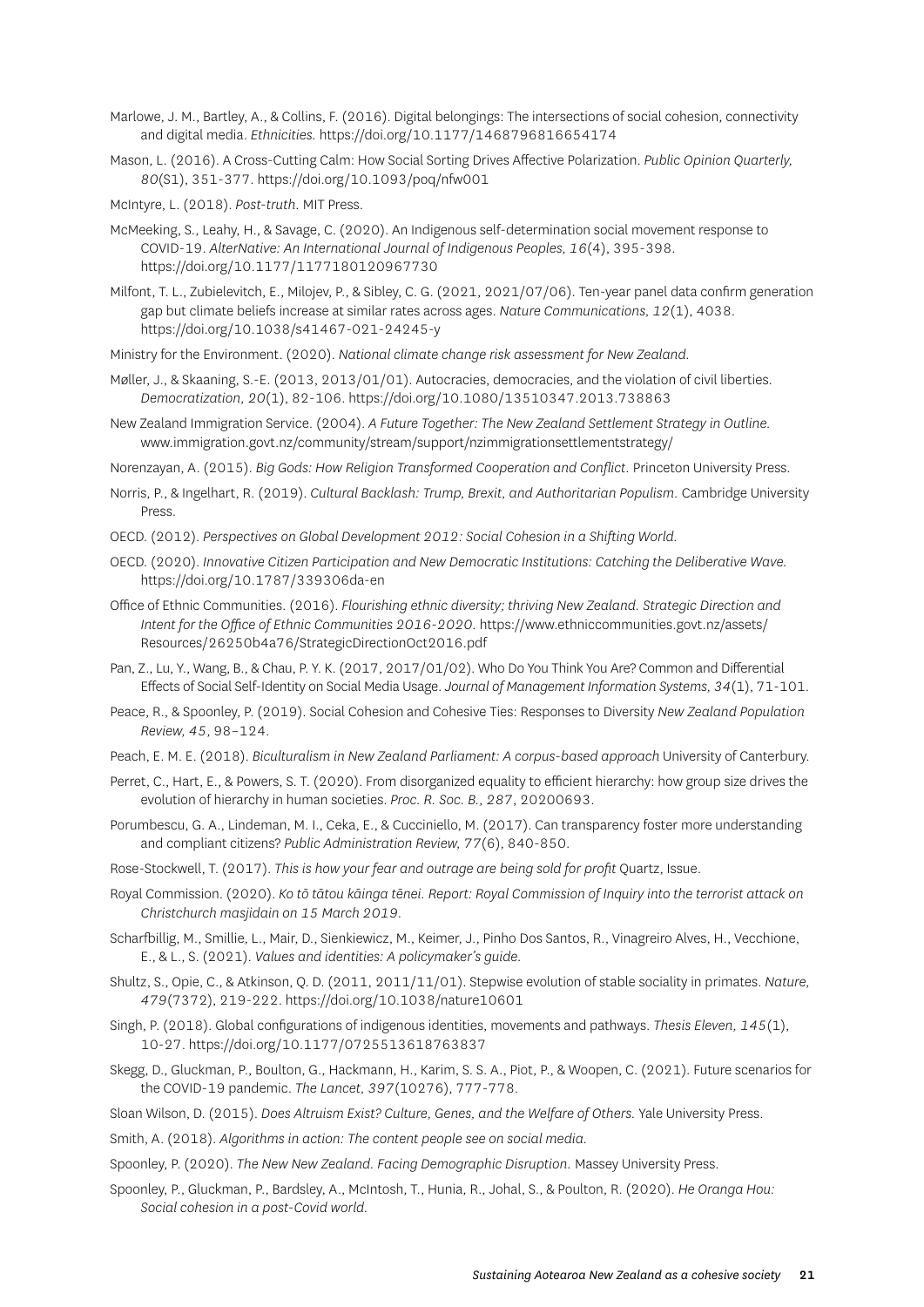Marlowe, J. M., Bartley, A., & Collins, F. (2016). Digital belongings: The intersections of social cohesion, connectivity and digital media. *Ethnicities*. https://doi.org/10.1177/1468796816654174

Mason, L. (2016). A Cross-Cutting Calm: How Social Sorting Drives Affective Polarization. *Public Opinion Quarterly, 80*(S1), 351-377. https://doi.org/10.1093/poq/nfw001

McIntyre, L. (2018). *Post-truth*. MIT Press.

McMeeking, S., Leahy, H., & Savage, C. (2020). An Indigenous self-determination social movement response to COVID-19. *AlterNative: An International Journal of Indigenous Peoples, 16*(4), 395-398. https://doi.org/10.1177/1177180120967730

Milfont, T. L., Zubielevitch, E., Milojev, P., & Sibley, C. G. (2021, 2021/07/06). Ten-year panel data confirm generation gap but climate beliefs increase at similar rates across ages. *Nature Communications, 12*(1), 4038. https://doi.org/10.1038/s41467-021-24245-y

Ministry for the Environment. (2020). *National climate change risk assessment for New Zealand*.

Møller, J., & Skaaning, S.-E. (2013, 2013/01/01). Autocracies, democracies, and the violation of civil liberties. *Democratization, 20*(1), 82-106. https://doi.org/10.1080/13510347.2013.738863

New Zealand Immigration Service. (2004). *A Future Together: The New Zealand Settlement Strategy in Outline*. www.immigration.govt.nz/community/stream/support/nzimmigrationsettlementstrategy/

Norenzayan, A. (2015). *Big Gods: How Religion Transformed Cooperation and Conflict*. Princeton University Press.

Norris, P., & Ingelhart, R. (2019). *Cultural Backlash: Trump, Brexit, and Authoritarian Populism*. Cambridge University Press.

OECD. (2012). *Perspectives on Global Development 2012: Social Cohesion in a Shifting World*.

OECD. (2020). *Innovative Citizen Participation and New Democratic Institutions: Catching the Deliberative Wave*. https://doi.org/10.1787/339306da-en

Office of Ethnic Communities. (2016). *Flourishing ethnic diversity; thriving New Zealand. Strategic Direction and Intent for the Office of Ethnic Communities 2016-2020*. https://www.ethniccommunities.govt.nz/assets/Resources/26250b4a76/StrategicDirectionOct2016.pdf

Pan, Z., Lu, Y., Wang, B., & Chau, P. Y. K. (2017, 2017/01/02). Who Do You Think You Are? Common and Differential Effects of Social Self-Identity on Social Media Usage. *Journal of Management Information Systems, 34*(1), 71-101.

Peace, R., & Spoonley, P. (2019). Social Cohesion and Cohesive Ties: Responses to Diversity *New Zealand Population Review, 45*, 98–124.

Peach, E. M. E. (2018). *Biculturalism in New Zealand Parliament: A corpus-based approach* University of Canterbury.

Perret, C., Hart, E., & Powers, S. T. (2020). From disorganized equality to efficient hierarchy: how group size drives the evolution of hierarchy in human societies. *Proc. R. Soc. B., 287*, 20200693.

Porumbescu, G. A., Lindeman, M. I., Ceka, E., & Cucciniello, M. (2017). Can transparency foster more understanding and compliant citizens? *Public Administration Review, 77*(6), 840-850.

Rose-Stockwell, T. (2017). *This is how your fear and outrage are being sold for profit* Quartz, Issue.

Royal Commission. (2020). *Ko tō tātou kāinga tēnei. Report: Royal Commission of Inquiry into the terrorist attack on Christchurch masjidain on 15 March 2019*.

Scharfbillig, M., Smillie, L., Mair, D., Sienkiewicz, M., Keimer, J., Pinho Dos Santos, R., Vinagreiro Alves, H., Vecchione, E., & L., S. (2021). *Values and identities: A policymaker's guide*.

Shultz, S., Opie, C., & Atkinson, Q. D. (2011, 2011/11/01). Stepwise evolution of stable sociality in primates. *Nature, 479*(7372), 219-222. https://doi.org/10.1038/nature10601

Singh, P. (2018). Global configurations of indigenous identities, movements and pathways. *Thesis Eleven, 145*(1), 10-27. https://doi.org/10.1177/0725513618763837

Skegg, D., Gluckman, P., Boulton, G., Hackmann, H., Karim, S. S. A., Piot, P., & Woopen, C. (2021). Future scenarios for the COVID-19 pandemic. *The Lancet, 397*(10276), 777-778.

Sloan Wilson, D. (2015). *Does Altruism Exist? Culture, Genes, and the Welfare of Others*. Yale University Press.

Smith, A. (2018). *Algorithms in action: The content people see on social media*.

Spoonley, P. (2020). *The New New Zealand. Facing Demographic Disruption*. Massey University Press.

Spoonley, P., Gluckman, P., Bardsley, A., McIntosh, T., Hunia, R., Johal, S., & Poulton, R. (2020). *He Oranga Hou: Social cohesion in a post-Covid world*.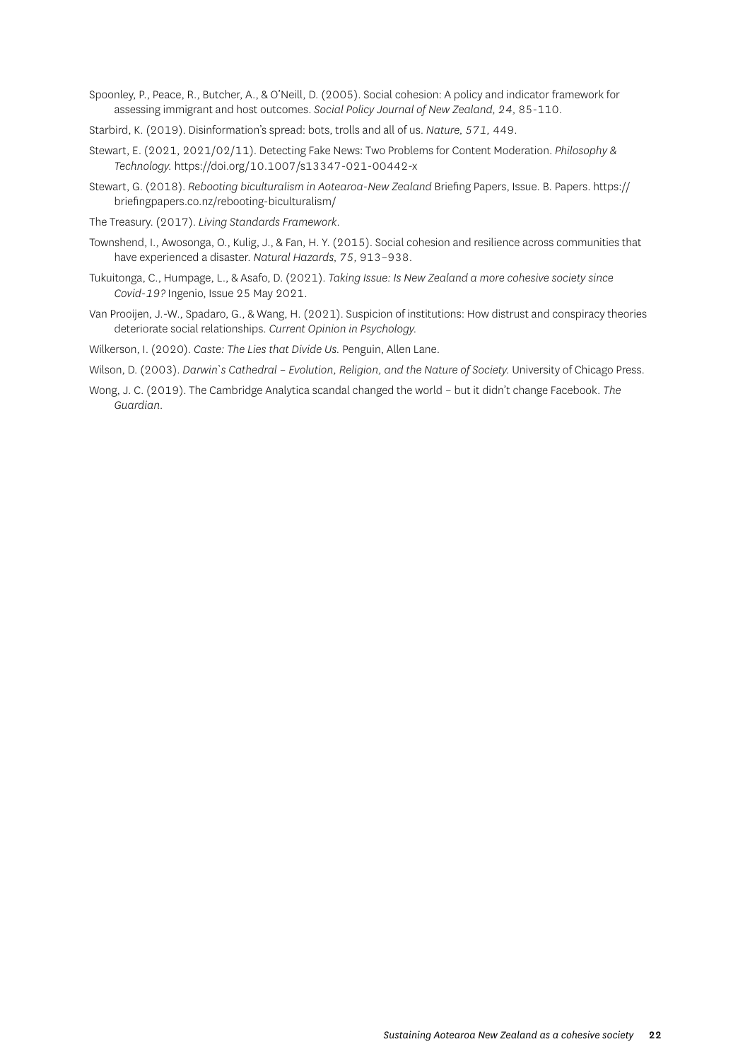Spoonley, P., Peace, R., Butcher, A., & O'Neill, D. (2005). Social cohesion: A policy and indicator framework for assessing immigrant and host outcomes. *Social Policy Journal of New Zealand, 24*, 85-110.

Starbird, K. (2019). Disinformation's spread: bots, trolls and all of us. *Nature, 571,* 449.

Stewart, E. (2021, 2021/02/11). Detecting Fake News: Two Problems for Content Moderation. *Philosophy & Technology.* https://doi.org/10.1007/s13347-021-00442-x

Stewart, G. (2018). *Rebooting biculturalism in Aotearoa-New Zealand* Briefing Papers, Issue. B. Papers. https://briefingpapers.co.nz/rebooting-biculturalism/

The Treasury. (2017). *Living Standards Framework*.

Townshend, I., Awosonga, O., Kulig, J., & Fan, H. Y. (2015). Social cohesion and resilience across communities that have experienced a disaster. *Natural Hazards, 75*, 913–938.

Tukuitonga, C., Humpage, L., & Asafo, D. (2021). *Taking Issue: Is New Zealand a more cohesive society since Covid-19?* Ingenio, Issue 25 May 2021.

Van Prooijen, J.-W., Spadaro, G., & Wang, H. (2021). Suspicion of institutions: How distrust and conspiracy theories deteriorate social relationships. *Current Opinion in Psychology.*

Wilkerson, I. (2020). *Caste: The Lies that Divide Us.* Penguin, Allen Lane.

Wilson, D. (2003). *Darwin`s Cathedral – Evolution, Religion, and the Nature of Society.* University of Chicago Press.

Wong, J. C. (2019). The Cambridge Analytica scandal changed the world – but it didn't change Facebook. *The Guardian*.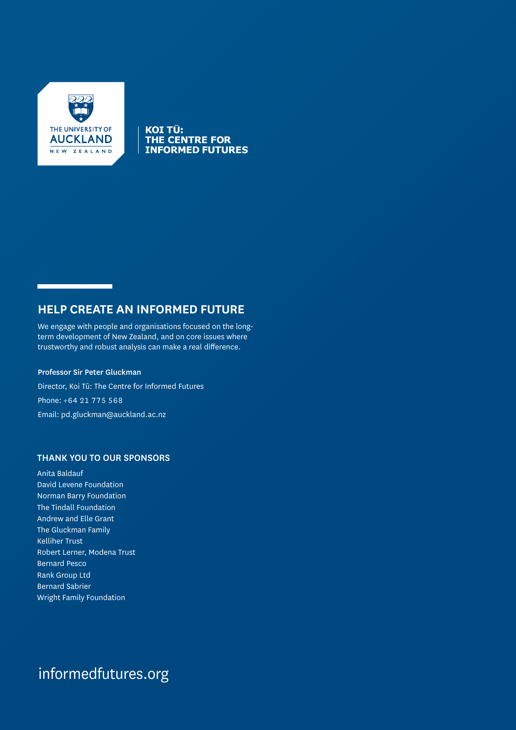THE UNIVERSITY OF AUCKLAND NEW ZEALAND

**KOI TŪ: THE CENTRE FOR INFORMED FUTURES**

## HELP CREATE AN INFORMED FUTURE

We engage with people and organisations focused on the long-term development of New Zealand, and on core issues where trustworthy and robust analysis can make a real difference.

**Professor Sir Peter Gluckman**

Director, Koi Tū: The Centre for Informed Futures

Phone: +64 21 775 568

Email: pd.gluckman@auckland.ac.nz

### THANK YOU TO OUR SPONSORS

Anita Baldauf
David Levene Foundation
Norman Barry Foundation
The Tindall Foundation
Andrew and Elle Grant
The Gluckman Family
Kelliher Trust
Robert Lerner, Modena Trust
Bernard Pesco
Rank Group Ltd
Bernard Sabrier
Wright Family Foundation

informedfutures.org